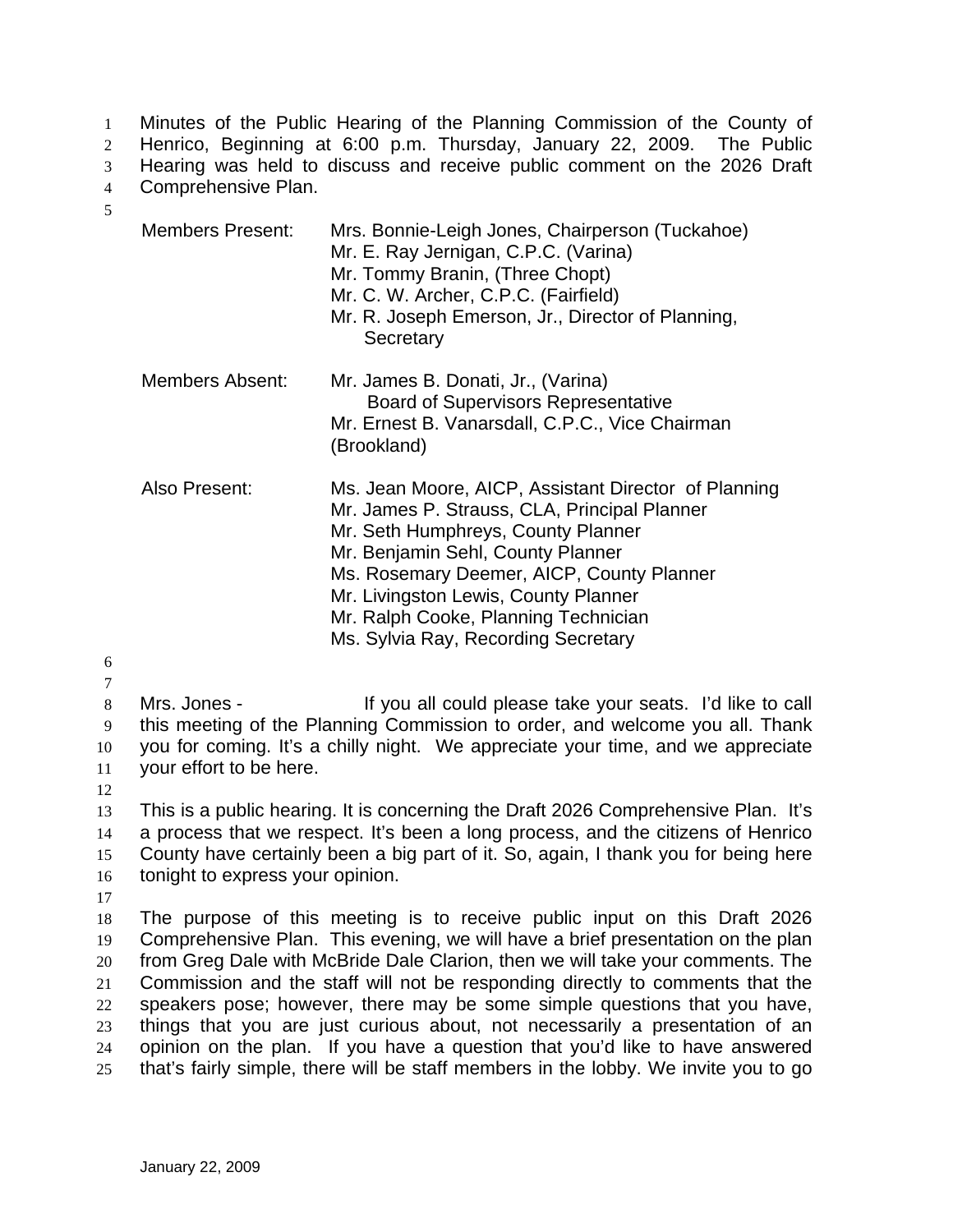Minutes of the Public Hearing of the Planning Commission of the County of Henrico, Beginning at 6:00 p.m. Thursday, January 22, 2009. The Public Hearing was held to discuss and receive public comment on the 2026 Draft Comprehensive Plan.

| | |
|---|---|
| Members Present: | Mrs. Bonnie-Leigh Jones, Chairperson (Tuckahoe)<br>Mr. E. Ray Jernigan, C.P.C. (Varina)<br>Mr. Tommy Branin, (Three Chopt)<br>Mr. C. W. Archer, C.P.C. (Fairfield)<br>Mr. R. Joseph Emerson, Jr., Director of Planning, Secretary |
| Members Absent: | Mr. James B. Donati, Jr., (Varina) Board of Supervisors Representative<br>Mr. Ernest B. Vanarsdall, C.P.C., Vice Chairman (Brookland) |
| Also Present: | Ms. Jean Moore, AICP, Assistant Director of Planning<br>Mr. James P. Strauss, CLA, Principal Planner<br>Mr. Seth Humphreys, County Planner<br>Mr. Benjamin Sehl, County Planner<br>Ms. Rosemary Deemer, AICP, County Planner<br>Mr. Livingston Lewis, County Planner<br>Mr. Ralph Cooke, Planning Technician<br>Ms. Sylvia Ray, Recording Secretary |

Mrs. Jones - If you all could please take your seats. I'd like to call this meeting of the Planning Commission to order, and welcome you all. Thank you for coming. It's a chilly night. We appreciate your time, and we appreciate your effort to be here.

This is a public hearing. It is concerning the Draft 2026 Comprehensive Plan. It's a process that we respect. It's been a long process, and the citizens of Henrico County have certainly been a big part of it. So, again, I thank you for being here tonight to express your opinion.

The purpose of this meeting is to receive public input on this Draft 2026 Comprehensive Plan. This evening, we will have a brief presentation on the plan from Greg Dale with McBride Dale Clarion, then we will take your comments. The Commission and the staff will not be responding directly to comments that the speakers pose; however, there may be some simple questions that you have, things that you are just curious about, not necessarily a presentation of an opinion on the plan. If you have a question that you'd like to have answered that's fairly simple, there will be staff members in the lobby. We invite you to go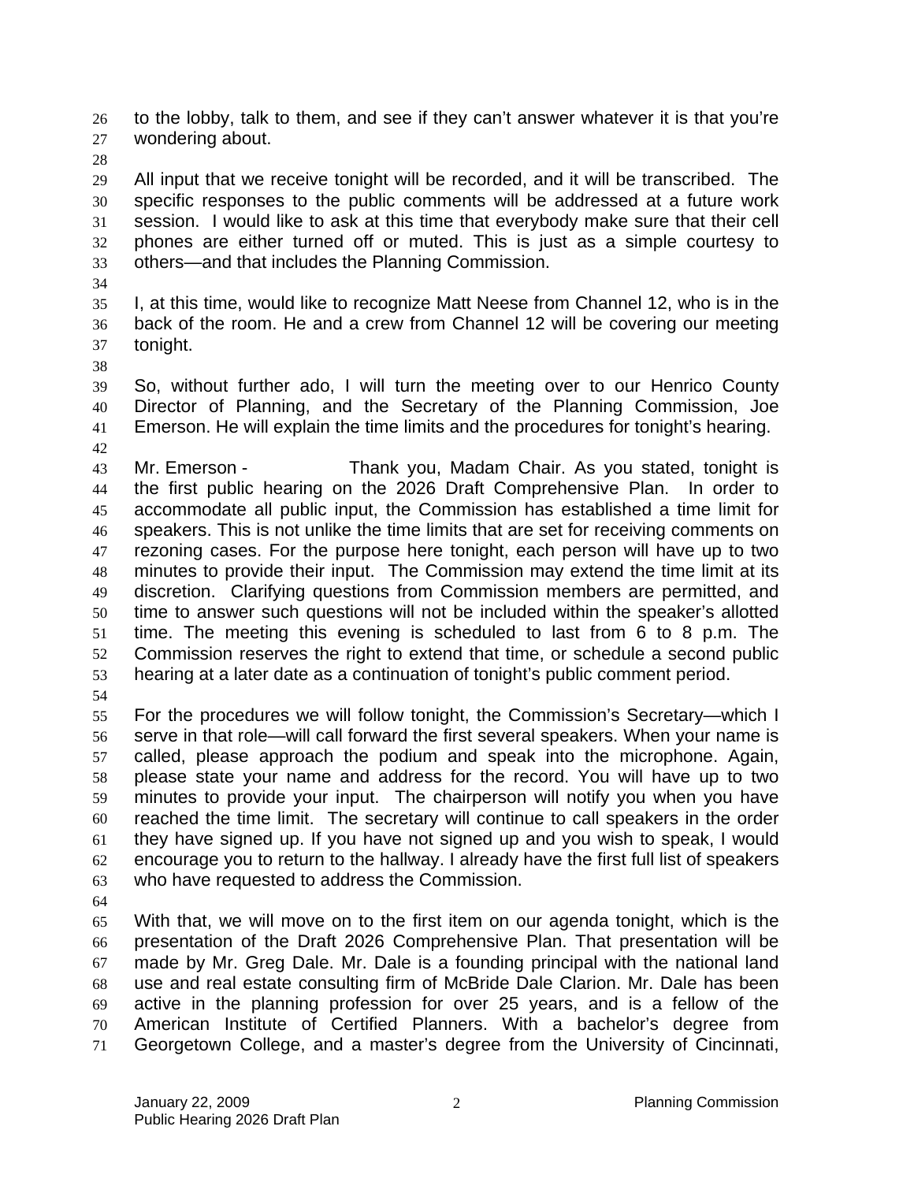to the lobby, talk to them, and see if they can't answer whatever it is that you're wondering about.

All input that we receive tonight will be recorded, and it will be transcribed. The specific responses to the public comments will be addressed at a future work session. I would like to ask at this time that everybody make sure that their cell phones are either turned off or muted. This is just as a simple courtesy to others—and that includes the Planning Commission.

I, at this time, would like to recognize Matt Neese from Channel 12, who is in the back of the room. He and a crew from Channel 12 will be covering our meeting tonight.

So, without further ado, I will turn the meeting over to our Henrico County Director of Planning, and the Secretary of the Planning Commission, Joe Emerson. He will explain the time limits and the procedures for tonight's hearing.

Mr. Emerson - Thank you, Madam Chair. As you stated, tonight is the first public hearing on the 2026 Draft Comprehensive Plan. In order to accommodate all public input, the Commission has established a time limit for speakers. This is not unlike the time limits that are set for receiving comments on rezoning cases. For the purpose here tonight, each person will have up to two minutes to provide their input. The Commission may extend the time limit at its discretion. Clarifying questions from Commission members are permitted, and time to answer such questions will not be included within the speaker's allotted time. The meeting this evening is scheduled to last from 6 to 8 p.m. The Commission reserves the right to extend that time, or schedule a second public hearing at a later date as a continuation of tonight's public comment period.

For the procedures we will follow tonight, the Commission's Secretary—which I serve in that role—will call forward the first several speakers. When your name is called, please approach the podium and speak into the microphone. Again, please state your name and address for the record. You will have up to two minutes to provide your input. The chairperson will notify you when you have reached the time limit. The secretary will continue to call speakers in the order they have signed up. If you have not signed up and you wish to speak, I would encourage you to return to the hallway. I already have the first full list of speakers who have requested to address the Commission.

With that, we will move on to the first item on our agenda tonight, which is the presentation of the Draft 2026 Comprehensive Plan. That presentation will be made by Mr. Greg Dale. Mr. Dale is a founding principal with the national land use and real estate consulting firm of McBride Dale Clarion. Mr. Dale has been active in the planning profession for over 25 years, and is a fellow of the American Institute of Certified Planners. With a bachelor's degree from Georgetown College, and a master's degree from the University of Cincinnati,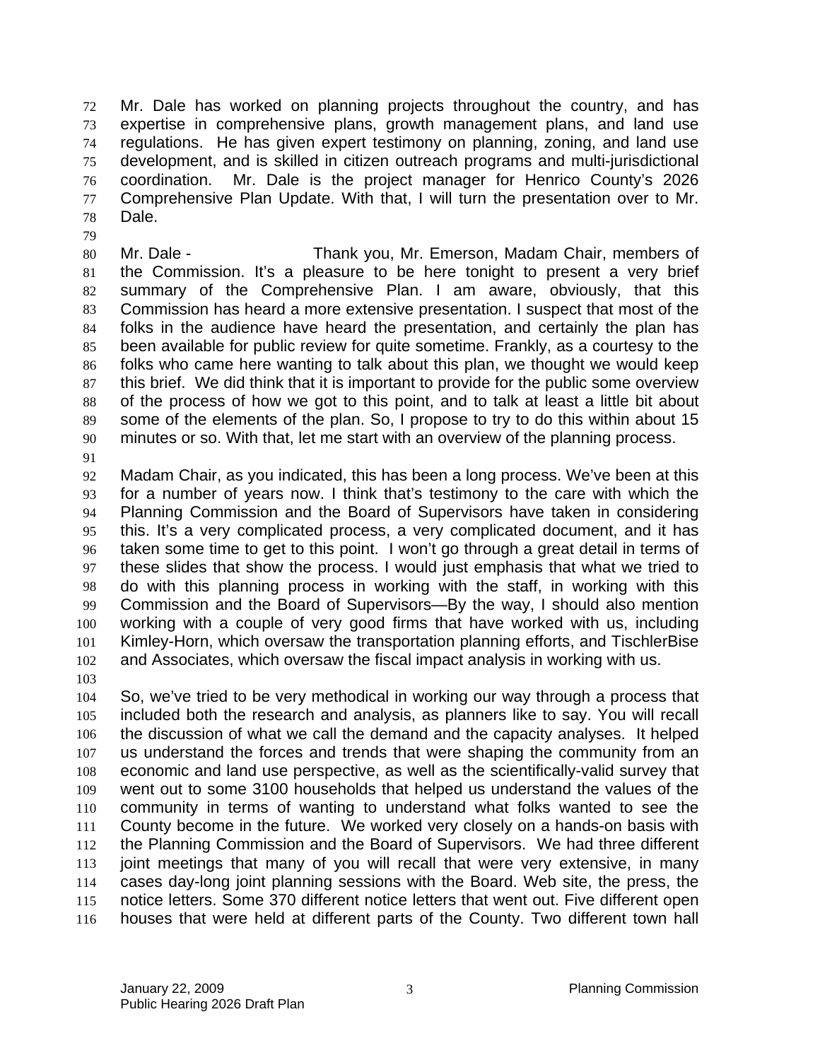Mr. Dale has worked on planning projects throughout the country, and has expertise in comprehensive plans, growth management plans, and land use regulations. He has given expert testimony on planning, zoning, and land use development, and is skilled in citizen outreach programs and multi-jurisdictional coordination. Mr. Dale is the project manager for Henrico County's 2026 Comprehensive Plan Update. With that, I will turn the presentation over to Mr. Dale.

Mr. Dale - Thank you, Mr. Emerson, Madam Chair, members of the Commission. It's a pleasure to be here tonight to present a very brief summary of the Comprehensive Plan. I am aware, obviously, that this Commission has heard a more extensive presentation. I suspect that most of the folks in the audience have heard the presentation, and certainly the plan has been available for public review for quite sometime. Frankly, as a courtesy to the folks who came here wanting to talk about this plan, we thought we would keep this brief. We did think that it is important to provide for the public some overview of the process of how we got to this point, and to talk at least a little bit about some of the elements of the plan. So, I propose to try to do this within about 15 minutes or so. With that, let me start with an overview of the planning process.

Madam Chair, as you indicated, this has been a long process. We've been at this for a number of years now. I think that's testimony to the care with which the Planning Commission and the Board of Supervisors have taken in considering this. It's a very complicated process, a very complicated document, and it has taken some time to get to this point. I won't go through a great detail in terms of these slides that show the process. I would just emphasis that what we tried to do with this planning process in working with the staff, in working with this Commission and the Board of Supervisors—By the way, I should also mention working with a couple of very good firms that have worked with us, including Kimley-Horn, which oversaw the transportation planning efforts, and TischlerBise and Associates, which oversaw the fiscal impact analysis in working with us.

So, we've tried to be very methodical in working our way through a process that included both the research and analysis, as planners like to say. You will recall the discussion of what we call the demand and the capacity analyses. It helped us understand the forces and trends that were shaping the community from an economic and land use perspective, as well as the scientifically-valid survey that went out to some 3100 households that helped us understand the values of the community in terms of wanting to understand what folks wanted to see the County become in the future. We worked very closely on a hands-on basis with the Planning Commission and the Board of Supervisors. We had three different joint meetings that many of you will recall that were very extensive, in many cases day-long joint planning sessions with the Board. Web site, the press, the notice letters. Some 370 different notice letters that went out. Five different open houses that were held at different parts of the County. Two different town hall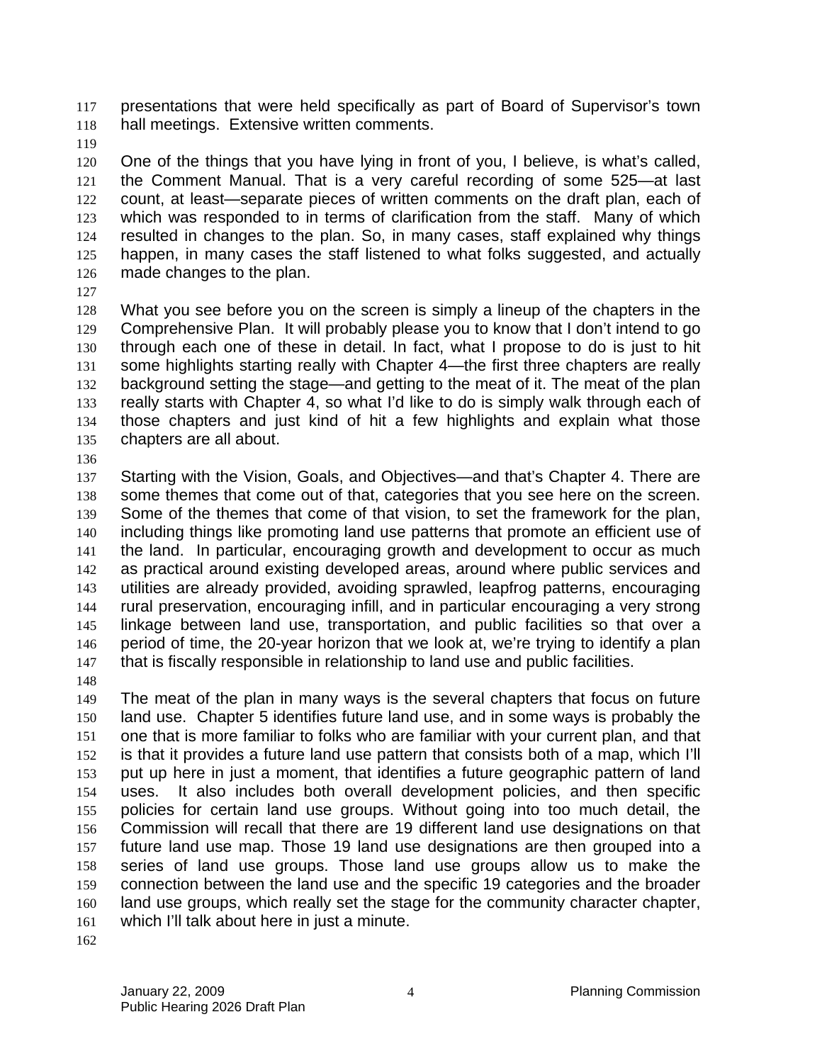presentations that were held specifically as part of Board of Supervisor's town hall meetings. Extensive written comments.

One of the things that you have lying in front of you, I believe, is what's called, the Comment Manual. That is a very careful recording of some 525—at last count, at least—separate pieces of written comments on the draft plan, each of which was responded to in terms of clarification from the staff. Many of which resulted in changes to the plan. So, in many cases, staff explained why things happen, in many cases the staff listened to what folks suggested, and actually made changes to the plan.

What you see before you on the screen is simply a lineup of the chapters in the Comprehensive Plan. It will probably please you to know that I don't intend to go through each one of these in detail. In fact, what I propose to do is just to hit some highlights starting really with Chapter 4—the first three chapters are really background setting the stage—and getting to the meat of it. The meat of the plan really starts with Chapter 4, so what I'd like to do is simply walk through each of those chapters and just kind of hit a few highlights and explain what those chapters are all about.

Starting with the Vision, Goals, and Objectives—and that's Chapter 4. There are some themes that come out of that, categories that you see here on the screen. Some of the themes that come of that vision, to set the framework for the plan, including things like promoting land use patterns that promote an efficient use of the land. In particular, encouraging growth and development to occur as much as practical around existing developed areas, around where public services and utilities are already provided, avoiding sprawled, leapfrog patterns, encouraging rural preservation, encouraging infill, and in particular encouraging a very strong linkage between land use, transportation, and public facilities so that over a period of time, the 20-year horizon that we look at, we're trying to identify a plan that is fiscally responsible in relationship to land use and public facilities.

The meat of the plan in many ways is the several chapters that focus on future land use. Chapter 5 identifies future land use, and in some ways is probably the one that is more familiar to folks who are familiar with your current plan, and that is that it provides a future land use pattern that consists both of a map, which I'll put up here in just a moment, that identifies a future geographic pattern of land uses. It also includes both overall development policies, and then specific policies for certain land use groups. Without going into too much detail, the Commission will recall that there are 19 different land use designations on that future land use map. Those 19 land use designations are then grouped into a series of land use groups. Those land use groups allow us to make the connection between the land use and the specific 19 categories and the broader land use groups, which really set the stage for the community character chapter, which I'll talk about here in just a minute.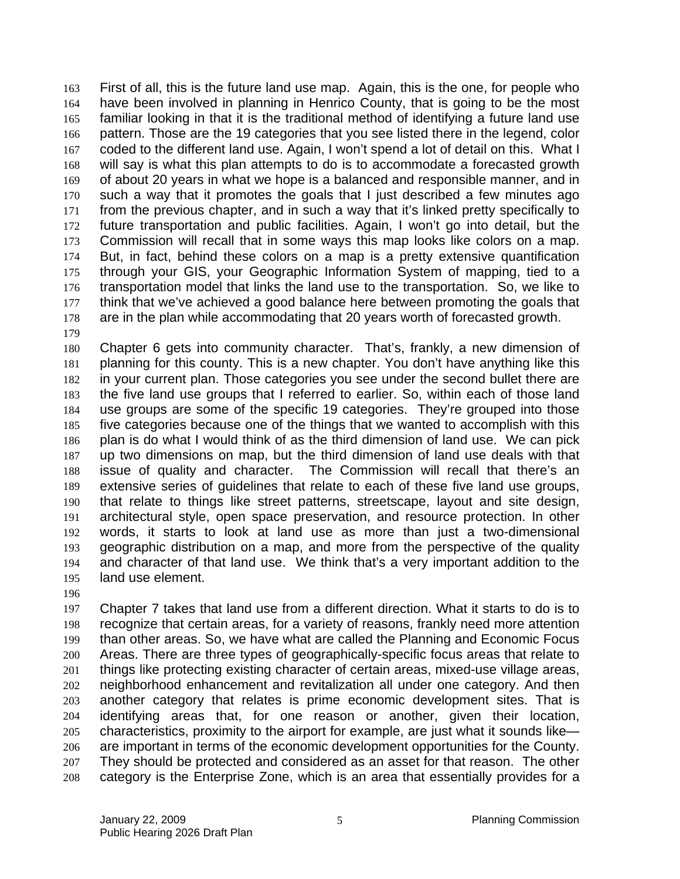First of all, this is the future land use map. Again, this is the one, for people who have been involved in planning in Henrico County, that is going to be the most familiar looking in that it is the traditional method of identifying a future land use pattern. Those are the 19 categories that you see listed there in the legend, color coded to the different land use. Again, I won't spend a lot of detail on this. What I will say is what this plan attempts to do is to accommodate a forecasted growth of about 20 years in what we hope is a balanced and responsible manner, and in such a way that it promotes the goals that I just described a few minutes ago from the previous chapter, and in such a way that it's linked pretty specifically to future transportation and public facilities. Again, I won't go into detail, but the Commission will recall that in some ways this map looks like colors on a map. But, in fact, behind these colors on a map is a pretty extensive quantification through your GIS, your Geographic Information System of mapping, tied to a transportation model that links the land use to the transportation. So, we like to think that we've achieved a good balance here between promoting the goals that are in the plan while accommodating that 20 years worth of forecasted growth.

Chapter 6 gets into community character. That's, frankly, a new dimension of planning for this county. This is a new chapter. You don't have anything like this in your current plan. Those categories you see under the second bullet there are the five land use groups that I referred to earlier. So, within each of those land use groups are some of the specific 19 categories. They're grouped into those five categories because one of the things that we wanted to accomplish with this plan is do what I would think of as the third dimension of land use. We can pick up two dimensions on map, but the third dimension of land use deals with that issue of quality and character. The Commission will recall that there's an extensive series of guidelines that relate to each of these five land use groups, that relate to things like street patterns, streetscape, layout and site design, architectural style, open space preservation, and resource protection. In other words, it starts to look at land use as more than just a two-dimensional geographic distribution on a map, and more from the perspective of the quality and character of that land use. We think that's a very important addition to the land use element.

Chapter 7 takes that land use from a different direction. What it starts to do is to recognize that certain areas, for a variety of reasons, frankly need more attention than other areas. So, we have what are called the Planning and Economic Focus Areas. There are three types of geographically-specific focus areas that relate to things like protecting existing character of certain areas, mixed-use village areas, neighborhood enhancement and revitalization all under one category. And then another category that relates is prime economic development sites. That is identifying areas that, for one reason or another, given their location, characteristics, proximity to the airport for example, are just what it sounds like—are important in terms of the economic development opportunities for the County. They should be protected and considered as an asset for that reason. The other category is the Enterprise Zone, which is an area that essentially provides for a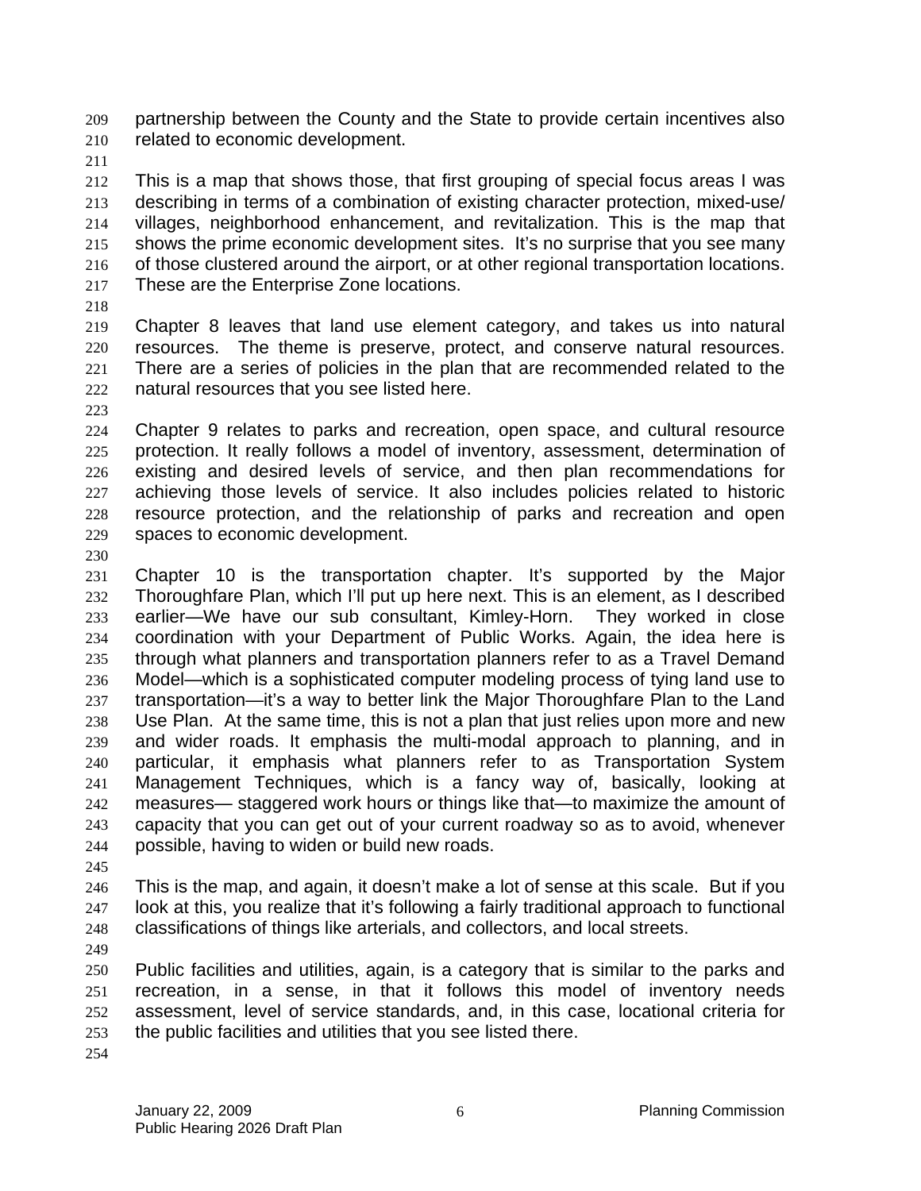partnership between the County and the State to provide certain incentives also related to economic development.

This is a map that shows those, that first grouping of special focus areas I was describing in terms of a combination of existing character protection, mixed-use/ villages, neighborhood enhancement, and revitalization. This is the map that shows the prime economic development sites. It's no surprise that you see many of those clustered around the airport, or at other regional transportation locations. These are the Enterprise Zone locations.

Chapter 8 leaves that land use element category, and takes us into natural resources. The theme is preserve, protect, and conserve natural resources. There are a series of policies in the plan that are recommended related to the natural resources that you see listed here.

Chapter 9 relates to parks and recreation, open space, and cultural resource protection. It really follows a model of inventory, assessment, determination of existing and desired levels of service, and then plan recommendations for achieving those levels of service. It also includes policies related to historic resource protection, and the relationship of parks and recreation and open spaces to economic development.

Chapter 10 is the transportation chapter. It's supported by the Major Thoroughfare Plan, which I'll put up here next. This is an element, as I described earlier—We have our sub consultant, Kimley-Horn. They worked in close coordination with your Department of Public Works. Again, the idea here is through what planners and transportation planners refer to as a Travel Demand Model—which is a sophisticated computer modeling process of tying land use to transportation—it's a way to better link the Major Thoroughfare Plan to the Land Use Plan. At the same time, this is not a plan that just relies upon more and new and wider roads. It emphasis the multi-modal approach to planning, and in particular, it emphasis what planners refer to as Transportation System Management Techniques, which is a fancy way of, basically, looking at measures— staggered work hours or things like that—to maximize the amount of capacity that you can get out of your current roadway so as to avoid, whenever possible, having to widen or build new roads.

This is the map, and again, it doesn't make a lot of sense at this scale. But if you look at this, you realize that it's following a fairly traditional approach to functional classifications of things like arterials, and collectors, and local streets.

Public facilities and utilities, again, is a category that is similar to the parks and recreation, in a sense, in that it follows this model of inventory needs assessment, level of service standards, and, in this case, locational criteria for the public facilities and utilities that you see listed there.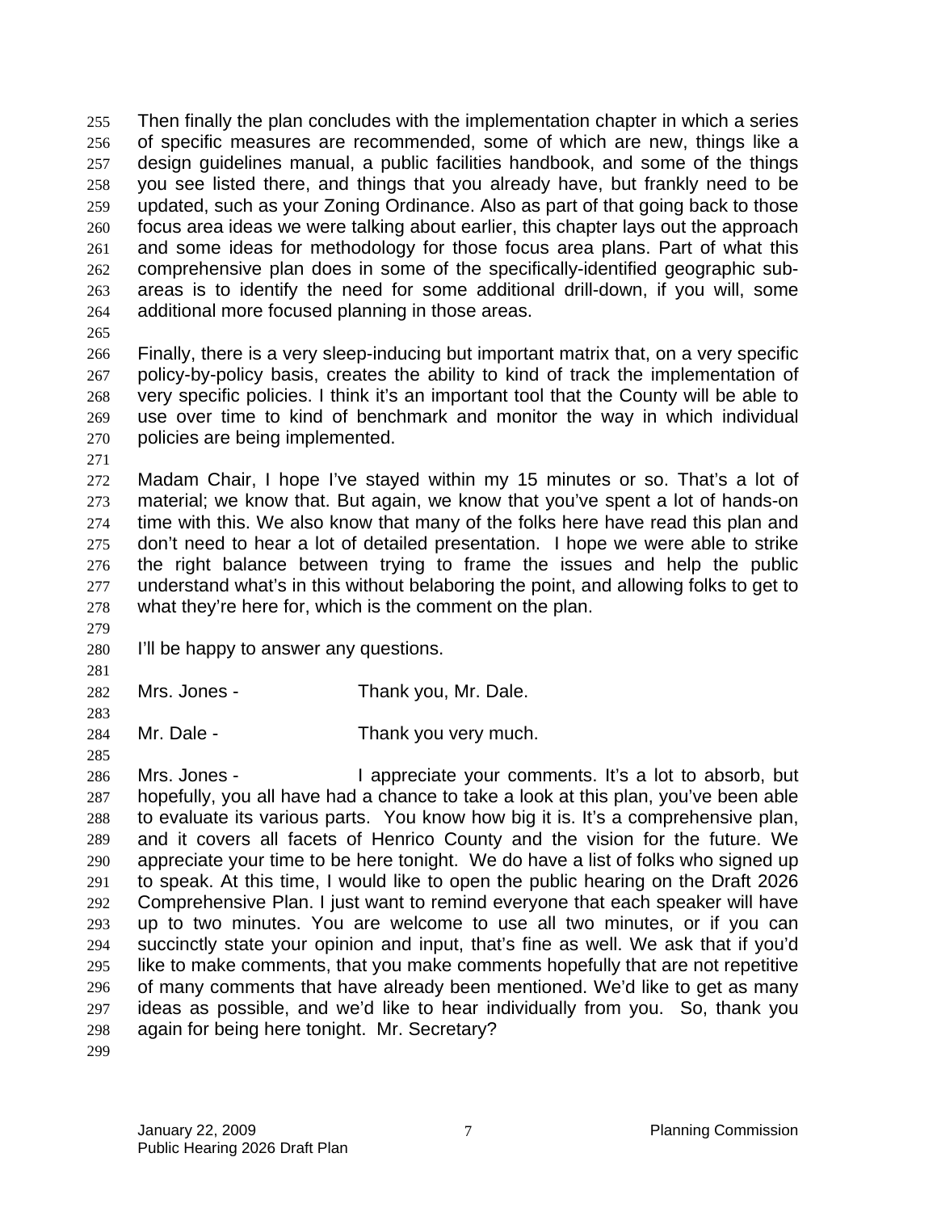Then finally the plan concludes with the implementation chapter in which a series of specific measures are recommended, some of which are new, things like a design guidelines manual, a public facilities handbook, and some of the things you see listed there, and things that you already have, but frankly need to be updated, such as your Zoning Ordinance. Also as part of that going back to those focus area ideas we were talking about earlier, this chapter lays out the approach and some ideas for methodology for those focus area plans. Part of what this comprehensive plan does in some of the specifically-identified geographic sub-areas is to identify the need for some additional drill-down, if you will, some additional more focused planning in those areas.

Finally, there is a very sleep-inducing but important matrix that, on a very specific policy-by-policy basis, creates the ability to kind of track the implementation of very specific policies. I think it's an important tool that the County will be able to use over time to kind of benchmark and monitor the way in which individual policies are being implemented.

Madam Chair, I hope I've stayed within my 15 minutes or so. That's a lot of material; we know that. But again, we know that you've spent a lot of hands-on time with this. We also know that many of the folks here have read this plan and don't need to hear a lot of detailed presentation. I hope we were able to strike the right balance between trying to frame the issues and help the public understand what's in this without belaboring the point, and allowing folks to get to what they're here for, which is the comment on the plan.

I'll be happy to answer any questions.

Mrs. Jones - Thank you, Mr. Dale.

Mr. Dale - Thank you very much.

Mrs. Jones - I appreciate your comments. It's a lot to absorb, but hopefully, you all have had a chance to take a look at this plan, you've been able to evaluate its various parts. You know how big it is. It's a comprehensive plan, and it covers all facets of Henrico County and the vision for the future. We appreciate your time to be here tonight. We do have a list of folks who signed up to speak. At this time, I would like to open the public hearing on the Draft 2026 Comprehensive Plan. I just want to remind everyone that each speaker will have up to two minutes. You are welcome to use all two minutes, or if you can succinctly state your opinion and input, that's fine as well. We ask that if you'd like to make comments, that you make comments hopefully that are not repetitive of many comments that have already been mentioned. We'd like to get as many ideas as possible, and we'd like to hear individually from you. So, thank you again for being here tonight. Mr. Secretary?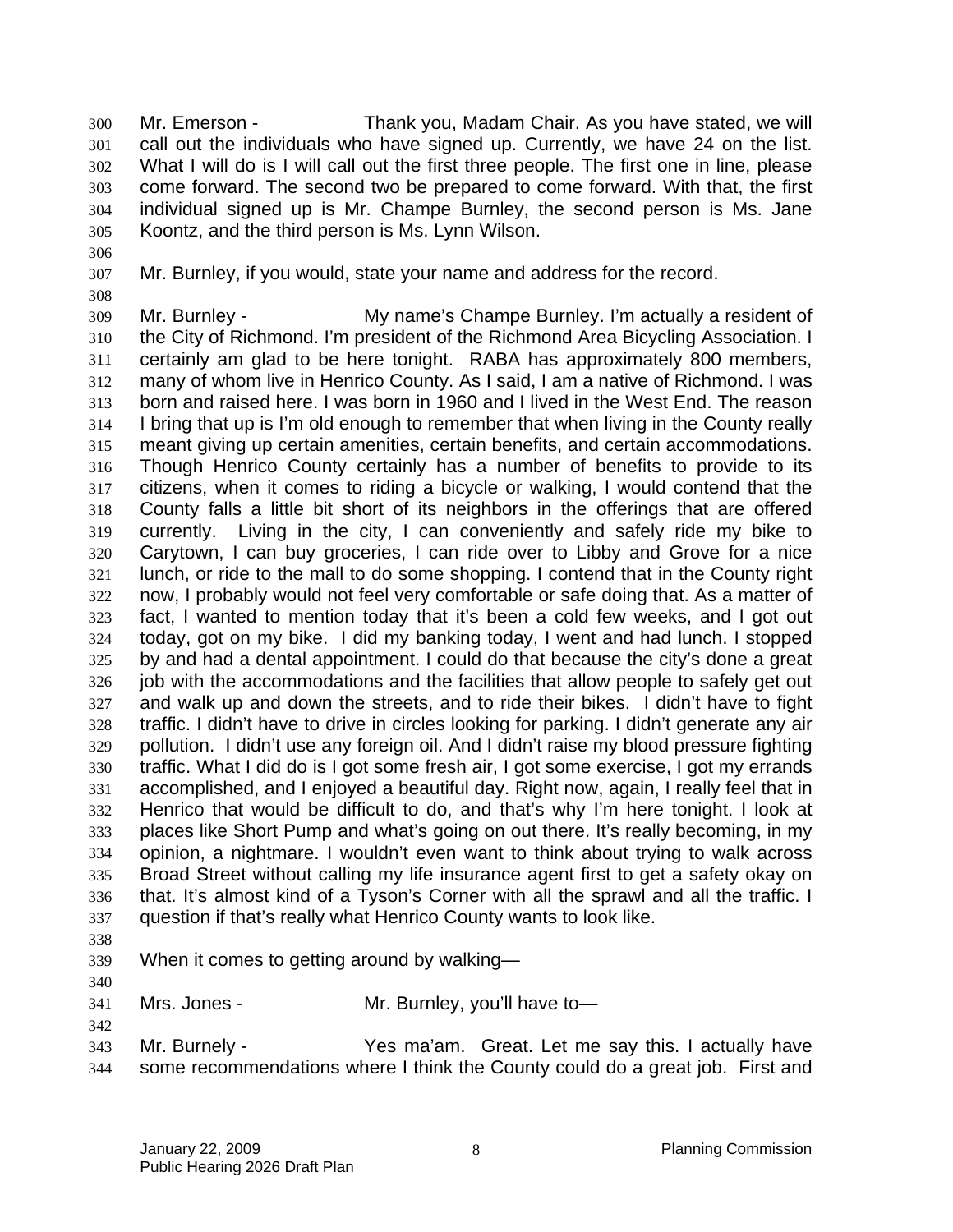Mr. Emerson - Thank you, Madam Chair. As you have stated, we will call out the individuals who have signed up. Currently, we have 24 on the list. What I will do is I will call out the first three people. The first one in line, please come forward. The second two be prepared to come forward. With that, the first individual signed up is Mr. Champe Burnley, the second person is Ms. Jane Koontz, and the third person is Ms. Lynn Wilson.

Mr. Burnley, if you would, state your name and address for the record.

Mr. Burnley - My name's Champe Burnley. I'm actually a resident of the City of Richmond. I'm president of the Richmond Area Bicycling Association. I certainly am glad to be here tonight. RABA has approximately 800 members, many of whom live in Henrico County. As I said, I am a native of Richmond. I was born and raised here. I was born in 1960 and I lived in the West End. The reason I bring that up is I'm old enough to remember that when living in the County really meant giving up certain amenities, certain benefits, and certain accommodations. Though Henrico County certainly has a number of benefits to provide to its citizens, when it comes to riding a bicycle or walking, I would contend that the County falls a little bit short of its neighbors in the offerings that are offered currently. Living in the city, I can conveniently and safely ride my bike to Carytown, I can buy groceries, I can ride over to Libby and Grove for a nice lunch, or ride to the mall to do some shopping. I contend that in the County right now, I probably would not feel very comfortable or safe doing that. As a matter of fact, I wanted to mention today that it's been a cold few weeks, and I got out today, got on my bike. I did my banking today, I went and had lunch. I stopped by and had a dental appointment. I could do that because the city's done a great job with the accommodations and the facilities that allow people to safely get out and walk up and down the streets, and to ride their bikes. I didn't have to fight traffic. I didn't have to drive in circles looking for parking. I didn't generate any air pollution. I didn't use any foreign oil. And I didn't raise my blood pressure fighting traffic. What I did do is I got some fresh air, I got some exercise, I got my errands accomplished, and I enjoyed a beautiful day. Right now, again, I really feel that in Henrico that would be difficult to do, and that's why I'm here tonight. I look at places like Short Pump and what's going on out there. It's really becoming, in my opinion, a nightmare. I wouldn't even want to think about trying to walk across Broad Street without calling my life insurance agent first to get a safety okay on that. It's almost kind of a Tyson's Corner with all the sprawl and all the traffic. I question if that's really what Henrico County wants to look like.

When it comes to getting around by walking—

Mrs. Jones - Mr. Burnley, you'll have to—

Mr. Burnely - Yes ma'am. Great. Let me say this. I actually have some recommendations where I think the County could do a great job. First and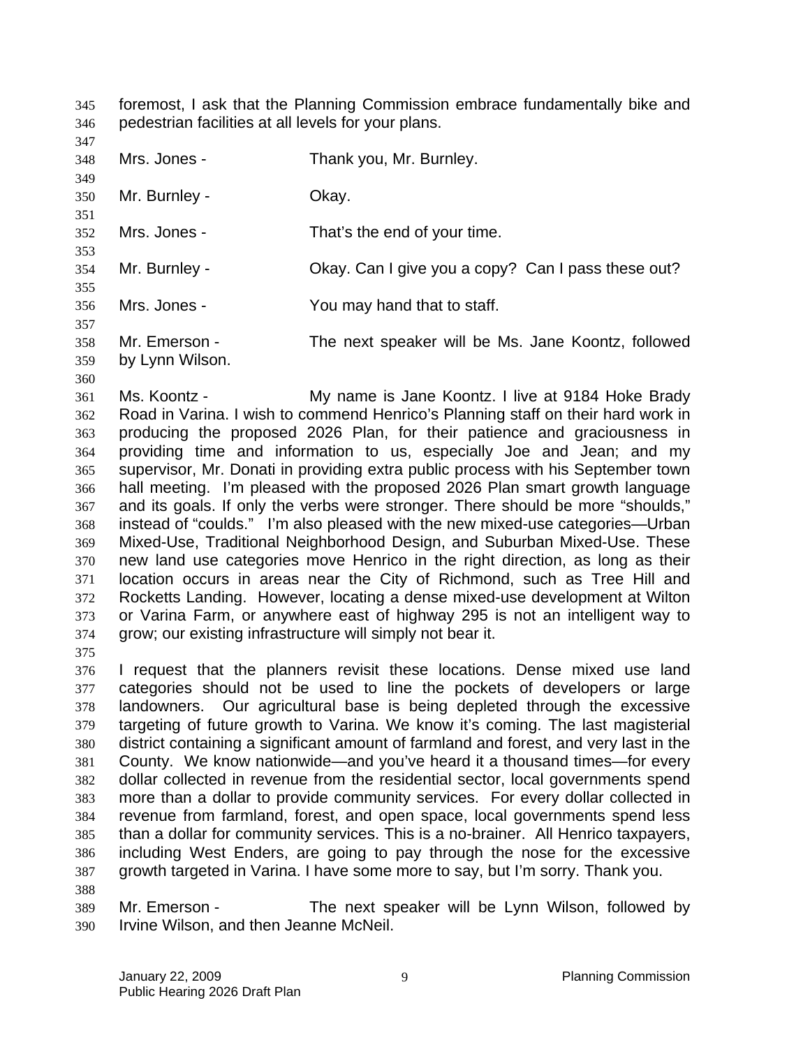foremost, I ask that the Planning Commission embrace fundamentally bike and pedestrian facilities at all levels for your plans.

Mrs. Jones - Thank you, Mr. Burnley.

Mr. Burnley - Okay.

Mrs. Jones - That's the end of your time.

Mr. Burnley - Okay. Can I give you a copy? Can I pass these out?

Mrs. Jones - You may hand that to staff.

Mr. Emerson - The next speaker will be Ms. Jane Koontz, followed by Lynn Wilson.

Ms. Koontz - My name is Jane Koontz. I live at 9184 Hoke Brady Road in Varina. I wish to commend Henrico's Planning staff on their hard work in producing the proposed 2026 Plan, for their patience and graciousness in providing time and information to us, especially Joe and Jean; and my supervisor, Mr. Donati in providing extra public process with his September town hall meeting. I'm pleased with the proposed 2026 Plan smart growth language and its goals. If only the verbs were stronger. There should be more "shoulds," instead of "coulds." I'm also pleased with the new mixed-use categories—Urban Mixed-Use, Traditional Neighborhood Design, and Suburban Mixed-Use. These new land use categories move Henrico in the right direction, as long as their location occurs in areas near the City of Richmond, such as Tree Hill and Rocketts Landing. However, locating a dense mixed-use development at Wilton or Varina Farm, or anywhere east of highway 295 is not an intelligent way to grow; our existing infrastructure will simply not bear it.

I request that the planners revisit these locations. Dense mixed use land categories should not be used to line the pockets of developers or large landowners. Our agricultural base is being depleted through the excessive targeting of future growth to Varina. We know it's coming. The last magisterial district containing a significant amount of farmland and forest, and very last in the County. We know nationwide—and you've heard it a thousand times—for every dollar collected in revenue from the residential sector, local governments spend more than a dollar to provide community services. For every dollar collected in revenue from farmland, forest, and open space, local governments spend less than a dollar for community services. This is a no-brainer. All Henrico taxpayers, including West Enders, are going to pay through the nose for the excessive growth targeted in Varina. I have some more to say, but I'm sorry. Thank you.

Mr. Emerson - The next speaker will be Lynn Wilson, followed by Irvine Wilson, and then Jeanne McNeil.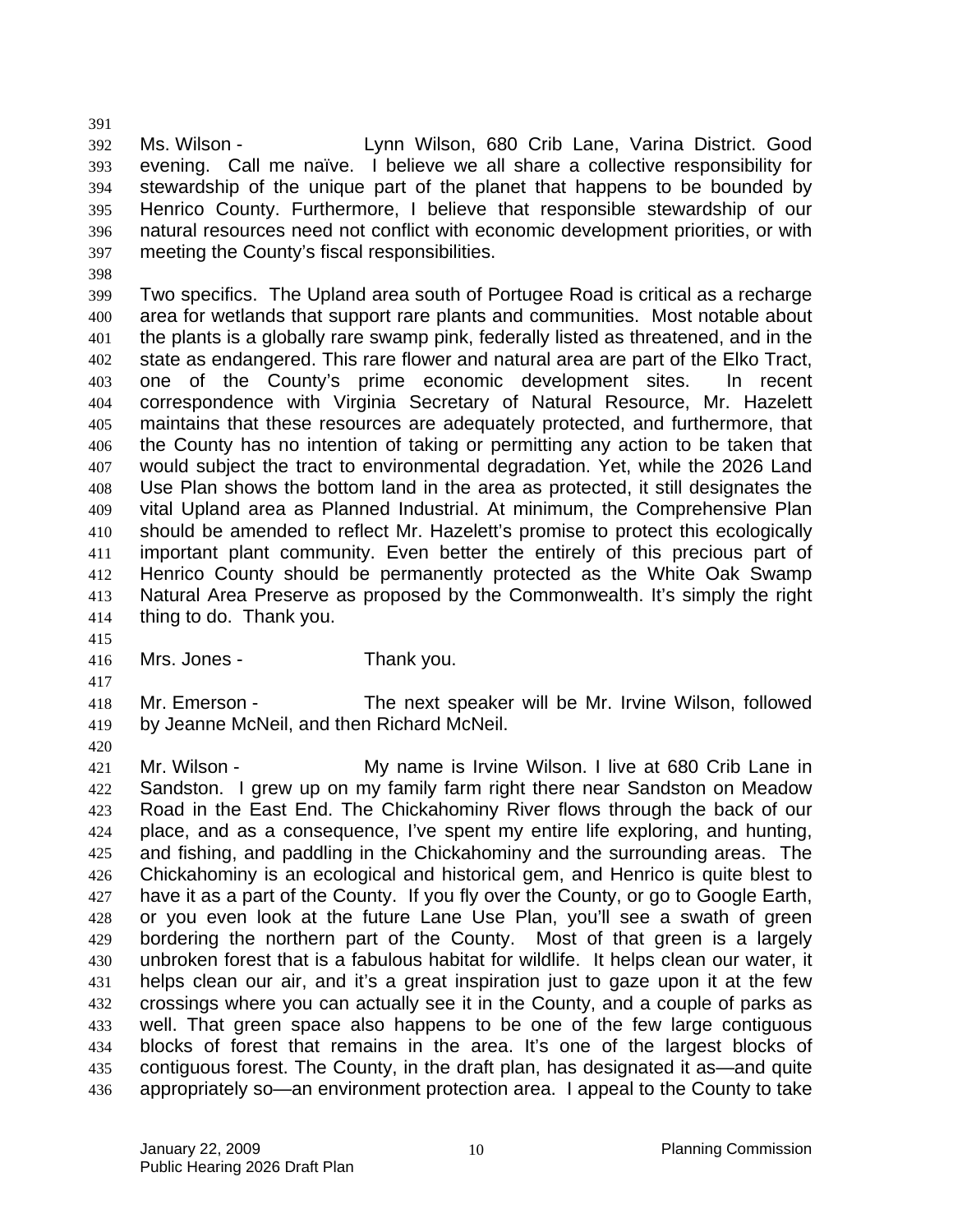Ms. Wilson - Lynn Wilson, 680 Crib Lane, Varina District. Good evening. Call me naïve. I believe we all share a collective responsibility for stewardship of the unique part of the planet that happens to be bounded by Henrico County. Furthermore, I believe that responsible stewardship of our natural resources need not conflict with economic development priorities, or with meeting the County's fiscal responsibilities.

Two specifics. The Upland area south of Portugee Road is critical as a recharge area for wetlands that support rare plants and communities. Most notable about the plants is a globally rare swamp pink, federally listed as threatened, and in the state as endangered. This rare flower and natural area are part of the Elko Tract, one of the County's prime economic development sites. In recent correspondence with Virginia Secretary of Natural Resource, Mr. Hazelett maintains that these resources are adequately protected, and furthermore, that the County has no intention of taking or permitting any action to be taken that would subject the tract to environmental degradation. Yet, while the 2026 Land Use Plan shows the bottom land in the area as protected, it still designates the vital Upland area as Planned Industrial. At minimum, the Comprehensive Plan should be amended to reflect Mr. Hazelett's promise to protect this ecologically important plant community. Even better the entirely of this precious part of Henrico County should be permanently protected as the White Oak Swamp Natural Area Preserve as proposed by the Commonwealth. It's simply the right thing to do. Thank you.

Mrs. Jones - Thank you.

Mr. Emerson - The next speaker will be Mr. Irvine Wilson, followed by Jeanne McNeil, and then Richard McNeil.

Mr. Wilson - My name is Irvine Wilson. I live at 680 Crib Lane in Sandston. I grew up on my family farm right there near Sandston on Meadow Road in the East End. The Chickahominy River flows through the back of our place, and as a consequence, I've spent my entire life exploring, and hunting, and fishing, and paddling in the Chickahominy and the surrounding areas. The Chickahominy is an ecological and historical gem, and Henrico is quite blest to have it as a part of the County. If you fly over the County, or go to Google Earth, or you even look at the future Lane Use Plan, you'll see a swath of green bordering the northern part of the County. Most of that green is a largely unbroken forest that is a fabulous habitat for wildlife. It helps clean our water, it helps clean our air, and it's a great inspiration just to gaze upon it at the few crossings where you can actually see it in the County, and a couple of parks as well. That green space also happens to be one of the few large contiguous blocks of forest that remains in the area. It's one of the largest blocks of contiguous forest. The County, in the draft plan, has designated it as—and quite appropriately so—an environment protection area. I appeal to the County to take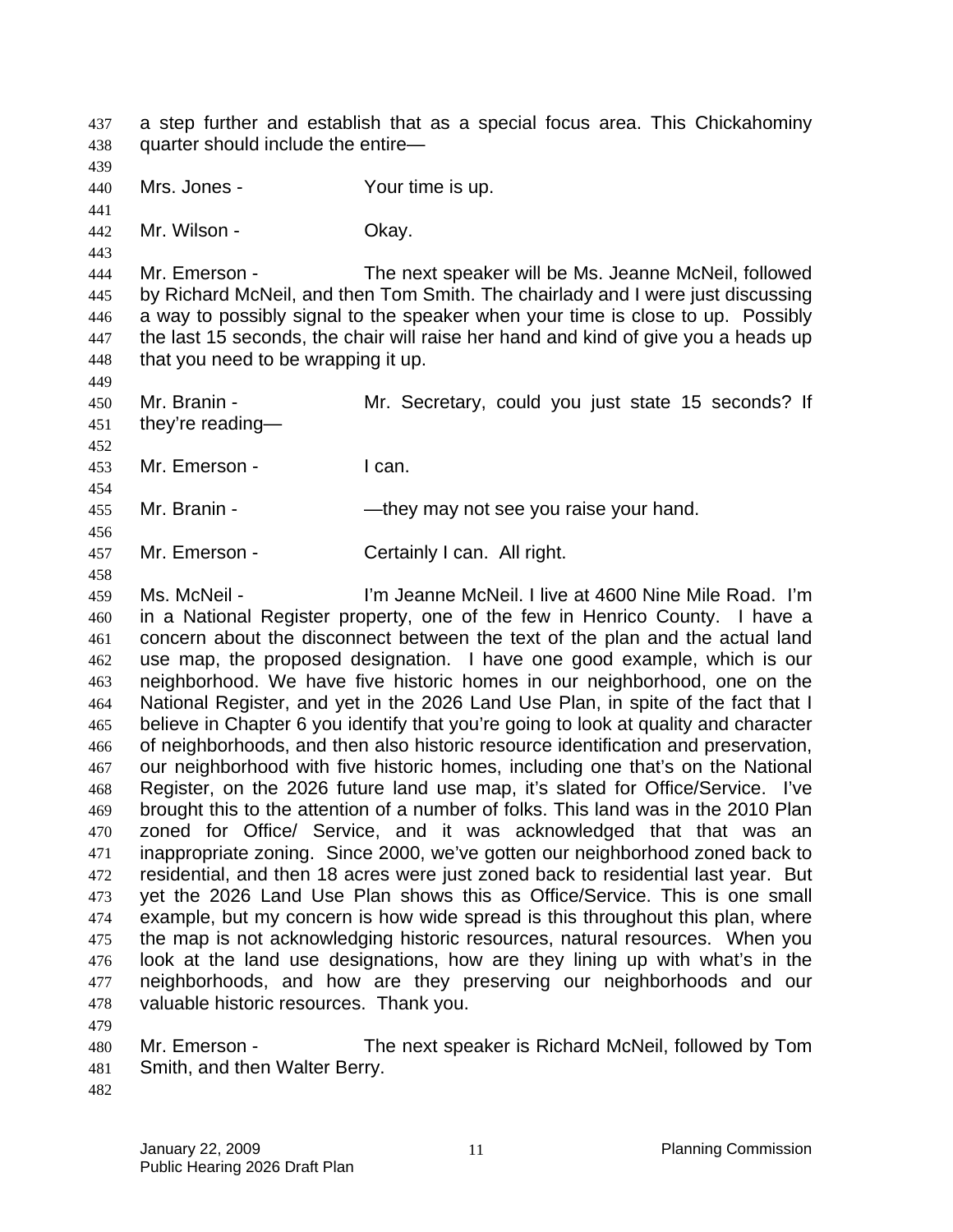a step further and establish that as a special focus area. This Chickahominy quarter should include the entire—

Mrs. Jones - Your time is up.

Mr. Wilson - Okay.

Mr. Emerson - The next speaker will be Ms. Jeanne McNeil, followed by Richard McNeil, and then Tom Smith. The chairlady and I were just discussing a way to possibly signal to the speaker when your time is close to up. Possibly the last 15 seconds, the chair will raise her hand and kind of give you a heads up that you need to be wrapping it up.

Mr. Branin - Mr. Secretary, could you just state 15 seconds? If they're reading—

Mr. Emerson - I can.

Mr. Branin - —they may not see you raise your hand.

Mr. Emerson - Certainly I can. All right.

Ms. McNeil - I'm Jeanne McNeil. I live at 4600 Nine Mile Road. I'm in a National Register property, one of the few in Henrico County. I have a concern about the disconnect between the text of the plan and the actual land use map, the proposed designation. I have one good example, which is our neighborhood. We have five historic homes in our neighborhood, one on the National Register, and yet in the 2026 Land Use Plan, in spite of the fact that I believe in Chapter 6 you identify that you're going to look at quality and character of neighborhoods, and then also historic resource identification and preservation, our neighborhood with five historic homes, including one that's on the National Register, on the 2026 future land use map, it's slated for Office/Service. I've brought this to the attention of a number of folks. This land was in the 2010 Plan zoned for Office/ Service, and it was acknowledged that that was an inappropriate zoning. Since 2000, we've gotten our neighborhood zoned back to residential, and then 18 acres were just zoned back to residential last year. But yet the 2026 Land Use Plan shows this as Office/Service. This is one small example, but my concern is how wide spread is this throughout this plan, where the map is not acknowledging historic resources, natural resources. When you look at the land use designations, how are they lining up with what's in the neighborhoods, and how are they preserving our neighborhoods and our valuable historic resources. Thank you.

Mr. Emerson - The next speaker is Richard McNeil, followed by Tom Smith, and then Walter Berry.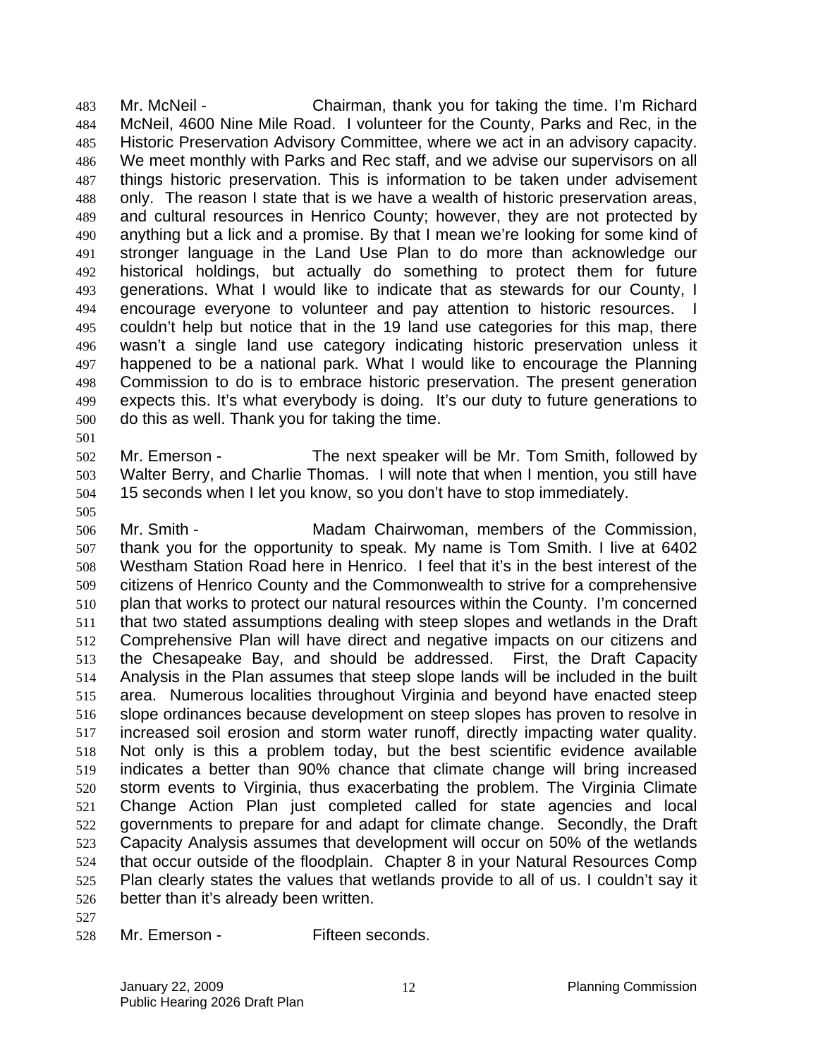Mr. McNeil - Chairman, thank you for taking the time. I'm Richard McNeil, 4600 Nine Mile Road. I volunteer for the County, Parks and Rec, in the Historic Preservation Advisory Committee, where we act in an advisory capacity. We meet monthly with Parks and Rec staff, and we advise our supervisors on all things historic preservation. This is information to be taken under advisement only. The reason I state that is we have a wealth of historic preservation areas, and cultural resources in Henrico County; however, they are not protected by anything but a lick and a promise. By that I mean we're looking for some kind of stronger language in the Land Use Plan to do more than acknowledge our historical holdings, but actually do something to protect them for future generations. What I would like to indicate that as stewards for our County, I encourage everyone to volunteer and pay attention to historic resources. I couldn't help but notice that in the 19 land use categories for this map, there wasn't a single land use category indicating historic preservation unless it happened to be a national park. What I would like to encourage the Planning Commission to do is to embrace historic preservation. The present generation expects this. It's what everybody is doing. It's our duty to future generations to do this as well. Thank you for taking the time.

Mr. Emerson - The next speaker will be Mr. Tom Smith, followed by Walter Berry, and Charlie Thomas. I will note that when I mention, you still have 15 seconds when I let you know, so you don't have to stop immediately.

Mr. Smith - Madam Chairwoman, members of the Commission, thank you for the opportunity to speak. My name is Tom Smith. I live at 6402 Westham Station Road here in Henrico. I feel that it's in the best interest of the citizens of Henrico County and the Commonwealth to strive for a comprehensive plan that works to protect our natural resources within the County. I'm concerned that two stated assumptions dealing with steep slopes and wetlands in the Draft Comprehensive Plan will have direct and negative impacts on our citizens and the Chesapeake Bay, and should be addressed. First, the Draft Capacity Analysis in the Plan assumes that steep slope lands will be included in the built area. Numerous localities throughout Virginia and beyond have enacted steep slope ordinances because development on steep slopes has proven to resolve in increased soil erosion and storm water runoff, directly impacting water quality. Not only is this a problem today, but the best scientific evidence available indicates a better than 90% chance that climate change will bring increased storm events to Virginia, thus exacerbating the problem. The Virginia Climate Change Action Plan just completed called for state agencies and local governments to prepare for and adapt for climate change. Secondly, the Draft Capacity Analysis assumes that development will occur on 50% of the wetlands that occur outside of the floodplain. Chapter 8 in your Natural Resources Comp Plan clearly states the values that wetlands provide to all of us. I couldn't say it better than it's already been written.

Mr. Emerson - Fifteen seconds.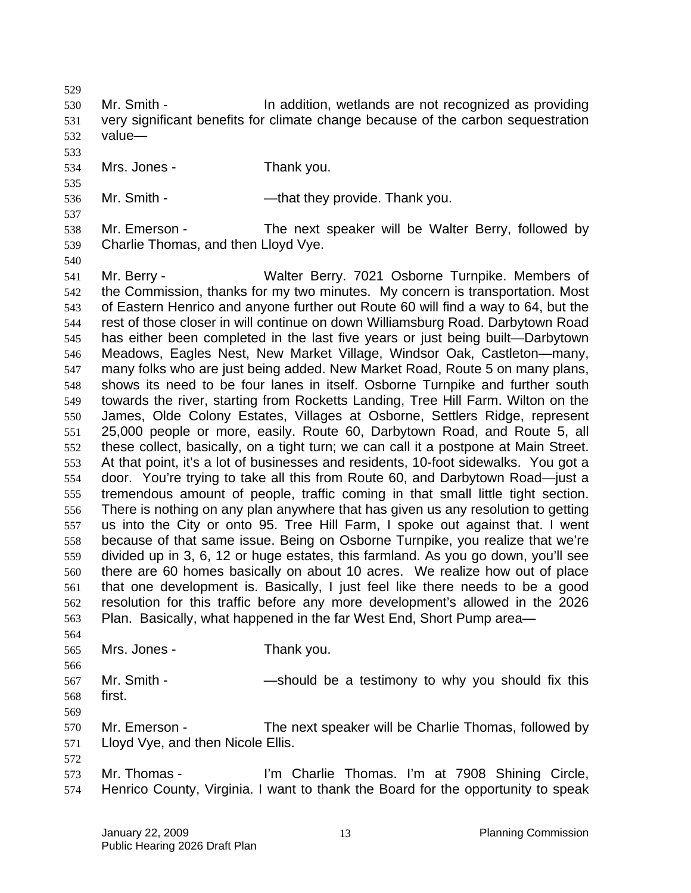Mr. Smith - In addition, wetlands are not recognized as providing very significant benefits for climate change because of the carbon sequestration value—

Mrs. Jones - Thank you.

Mr. Smith - —that they provide. Thank you.

Mr. Emerson - The next speaker will be Walter Berry, followed by Charlie Thomas, and then Lloyd Vye.

Mr. Berry - Walter Berry. 7021 Osborne Turnpike. Members of the Commission, thanks for my two minutes. My concern is transportation. Most of Eastern Henrico and anyone further out Route 60 will find a way to 64, but the rest of those closer in will continue on down Williamsburg Road. Darbytown Road has either been completed in the last five years or just being built—Darbytown Meadows, Eagles Nest, New Market Village, Windsor Oak, Castleton—many, many folks who are just being added. New Market Road, Route 5 on many plans, shows its need to be four lanes in itself. Osborne Turnpike and further south towards the river, starting from Rocketts Landing, Tree Hill Farm. Wilton on the James, Olde Colony Estates, Villages at Osborne, Settlers Ridge, represent 25,000 people or more, easily. Route 60, Darbytown Road, and Route 5, all these collect, basically, on a tight turn; we can call it a postpone at Main Street. At that point, it's a lot of businesses and residents, 10-foot sidewalks. You got a door. You're trying to take all this from Route 60, and Darbytown Road—just a tremendous amount of people, traffic coming in that small little tight section. There is nothing on any plan anywhere that has given us any resolution to getting us into the City or onto 95. Tree Hill Farm, I spoke out against that. I went because of that same issue. Being on Osborne Turnpike, you realize that we're divided up in 3, 6, 12 or huge estates, this farmland. As you go down, you'll see there are 60 homes basically on about 10 acres. We realize how out of place that one development is. Basically, I just feel like there needs to be a good resolution for this traffic before any more development's allowed in the 2026 Plan. Basically, what happened in the far West End, Short Pump area—

Mrs. Jones - Thank you.

Mr. Smith - —should be a testimony to why you should fix this first.

Mr. Emerson - The next speaker will be Charlie Thomas, followed by Lloyd Vye, and then Nicole Ellis.

Mr. Thomas - I'm Charlie Thomas. I'm at 7908 Shining Circle, Henrico County, Virginia. I want to thank the Board for the opportunity to speak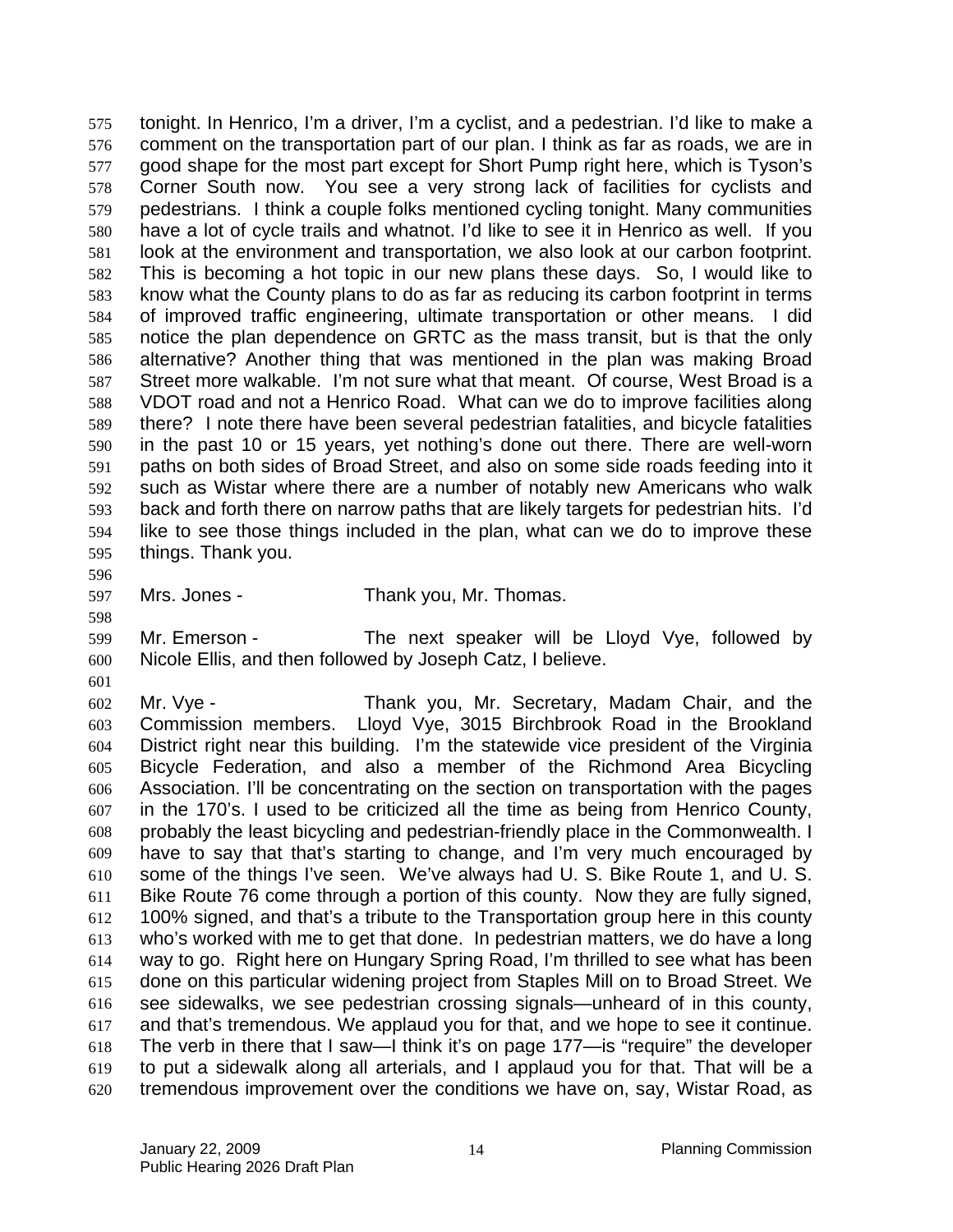tonight. In Henrico, I'm a driver, I'm a cyclist, and a pedestrian. I'd like to make a comment on the transportation part of our plan. I think as far as roads, we are in good shape for the most part except for Short Pump right here, which is Tyson's Corner South now. You see a very strong lack of facilities for cyclists and pedestrians. I think a couple folks mentioned cycling tonight. Many communities have a lot of cycle trails and whatnot. I'd like to see it in Henrico as well. If you look at the environment and transportation, we also look at our carbon footprint. This is becoming a hot topic in our new plans these days. So, I would like to know what the County plans to do as far as reducing its carbon footprint in terms of improved traffic engineering, ultimate transportation or other means. I did notice the plan dependence on GRTC as the mass transit, but is that the only alternative? Another thing that was mentioned in the plan was making Broad Street more walkable. I'm not sure what that meant. Of course, West Broad is a VDOT road and not a Henrico Road. What can we do to improve facilities along there? I note there have been several pedestrian fatalities, and bicycle fatalities in the past 10 or 15 years, yet nothing's done out there. There are well-worn paths on both sides of Broad Street, and also on some side roads feeding into it such as Wistar where there are a number of notably new Americans who walk back and forth there on narrow paths that are likely targets for pedestrian hits. I'd like to see those things included in the plan, what can we do to improve these things. Thank you.

Mrs. Jones - Thank you, Mr. Thomas.

Mr. Emerson - The next speaker will be Lloyd Vye, followed by Nicole Ellis, and then followed by Joseph Catz, I believe.

Mr. Vye - Thank you, Mr. Secretary, Madam Chair, and the Commission members. Lloyd Vye, 3015 Birchbrook Road in the Brookland District right near this building. I'm the statewide vice president of the Virginia Bicycle Federation, and also a member of the Richmond Area Bicycling Association. I'll be concentrating on the section on transportation with the pages in the 170's. I used to be criticized all the time as being from Henrico County, probably the least bicycling and pedestrian-friendly place in the Commonwealth. I have to say that that's starting to change, and I'm very much encouraged by some of the things I've seen. We've always had U. S. Bike Route 1, and U. S. Bike Route 76 come through a portion of this county. Now they are fully signed, 100% signed, and that's a tribute to the Transportation group here in this county who's worked with me to get that done. In pedestrian matters, we do have a long way to go. Right here on Hungary Spring Road, I'm thrilled to see what has been done on this particular widening project from Staples Mill on to Broad Street. We see sidewalks, we see pedestrian crossing signals—unheard of in this county, and that's tremendous. We applaud you for that, and we hope to see it continue. The verb in there that I saw—I think it's on page 177—is "require" the developer to put a sidewalk along all arterials, and I applaud you for that. That will be a tremendous improvement over the conditions we have on, say, Wistar Road, as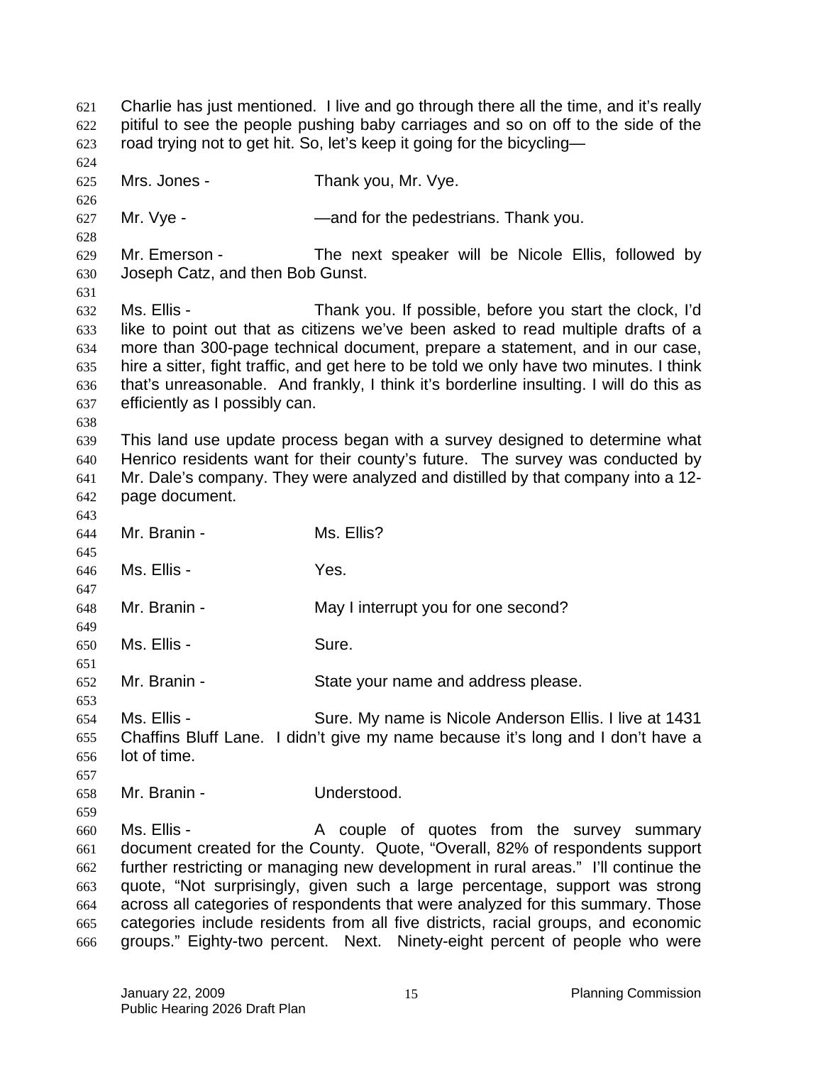Charlie has just mentioned. I live and go through there all the time, and it's really pitiful to see the people pushing baby carriages and so on off to the side of the road trying not to get hit. So, let's keep it going for the bicycling—

Mrs. Jones - Thank you, Mr. Vye.

Mr. Vye - —and for the pedestrians. Thank you.

Mr. Emerson - The next speaker will be Nicole Ellis, followed by Joseph Catz, and then Bob Gunst.

Ms. Ellis - Thank you. If possible, before you start the clock, I'd like to point out that as citizens we've been asked to read multiple drafts of a more than 300-page technical document, prepare a statement, and in our case, hire a sitter, fight traffic, and get here to be told we only have two minutes. I think that's unreasonable. And frankly, I think it's borderline insulting. I will do this as efficiently as I possibly can.

This land use update process began with a survey designed to determine what Henrico residents want for their county's future. The survey was conducted by Mr. Dale's company. They were analyzed and distilled by that company into a 12-page document.

Mr. Branin - Ms. Ellis?

Ms. Ellis - Yes.

Mr. Branin - May I interrupt you for one second?

Ms. Ellis - Sure.

Mr. Branin - State your name and address please.

Ms. Ellis - Sure. My name is Nicole Anderson Ellis. I live at 1431 Chaffins Bluff Lane. I didn't give my name because it's long and I don't have a lot of time.

Mr. Branin - Understood.

Ms. Ellis - A couple of quotes from the survey summary document created for the County. Quote, "Overall, 82% of respondents support further restricting or managing new development in rural areas." I'll continue the quote, "Not surprisingly, given such a large percentage, support was strong across all categories of respondents that were analyzed for this summary. Those categories include residents from all five districts, racial groups, and economic groups." Eighty-two percent. Next. Ninety-eight percent of people who were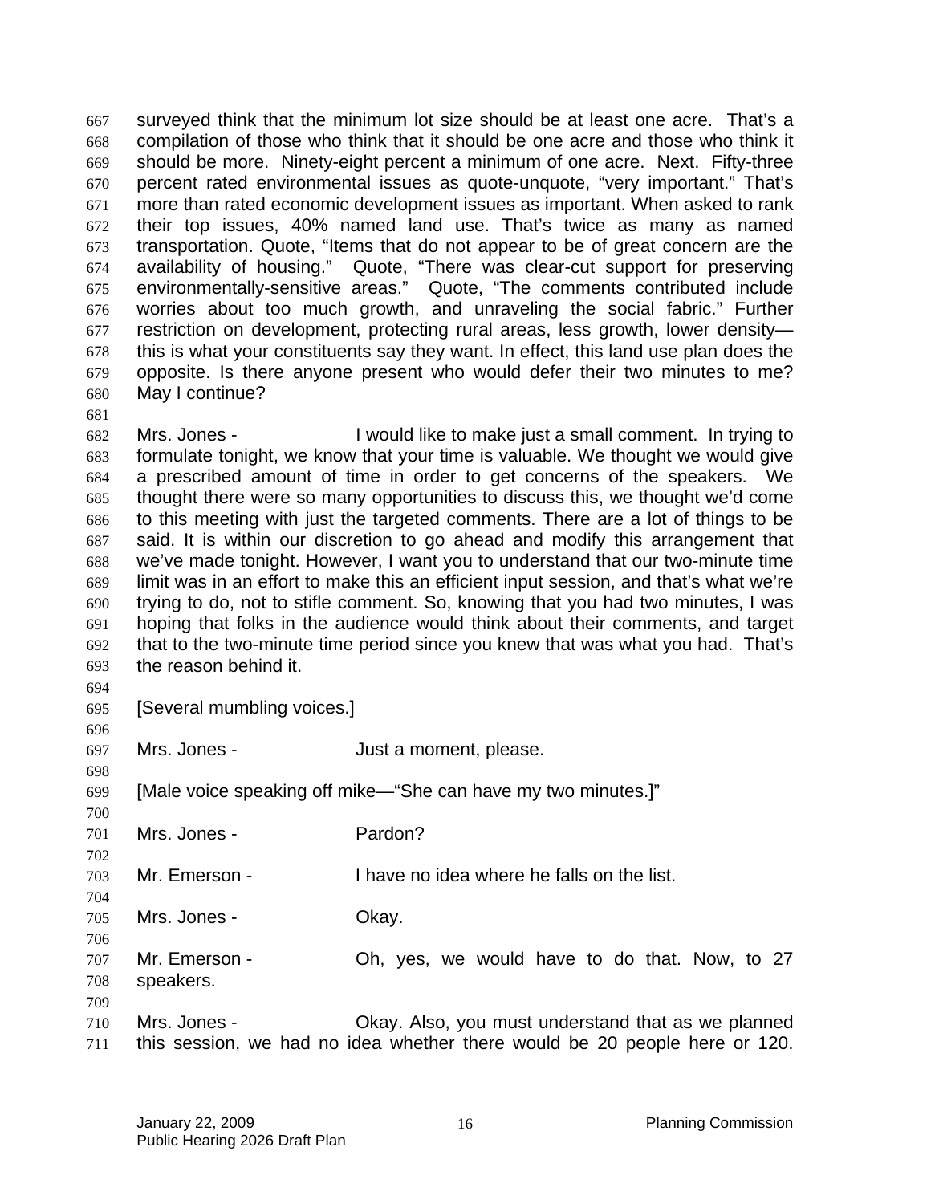surveyed think that the minimum lot size should be at least one acre. That's a compilation of those who think that it should be one acre and those who think it should be more. Ninety-eight percent a minimum of one acre. Next. Fifty-three percent rated environmental issues as quote-unquote, "very important." That's more than rated economic development issues as important. When asked to rank their top issues, 40% named land use. That's twice as many as named transportation. Quote, "Items that do not appear to be of great concern are the availability of housing." Quote, "There was clear-cut support for preserving environmentally-sensitive areas." Quote, "The comments contributed include worries about too much growth, and unraveling the social fabric." Further restriction on development, protecting rural areas, less growth, lower density—this is what your constituents say they want. In effect, this land use plan does the opposite. Is there anyone present who would defer their two minutes to me? May I continue?

Mrs. Jones - I would like to make just a small comment. In trying to formulate tonight, we know that your time is valuable. We thought we would give a prescribed amount of time in order to get concerns of the speakers. We thought there were so many opportunities to discuss this, we thought we'd come to this meeting with just the targeted comments. There are a lot of things to be said. It is within our discretion to go ahead and modify this arrangement that we've made tonight. However, I want you to understand that our two-minute time limit was in an effort to make this an efficient input session, and that's what we're trying to do, not to stifle comment. So, knowing that you had two minutes, I was hoping that folks in the audience would think about their comments, and target that to the two-minute time period since you knew that was what you had. That's the reason behind it.

[Several mumbling voices.]

Mrs. Jones - Just a moment, please.

[Male voice speaking off mike—"She can have my two minutes.]"

Mrs. Jones - Pardon?

Mr. Emerson - I have no idea where he falls on the list.

Mrs. Jones - Okay.

Mr. Emerson - Oh, yes, we would have to do that. Now, to 27 speakers.

Mrs. Jones - Okay. Also, you must understand that as we planned this session, we had no idea whether there would be 20 people here or 120.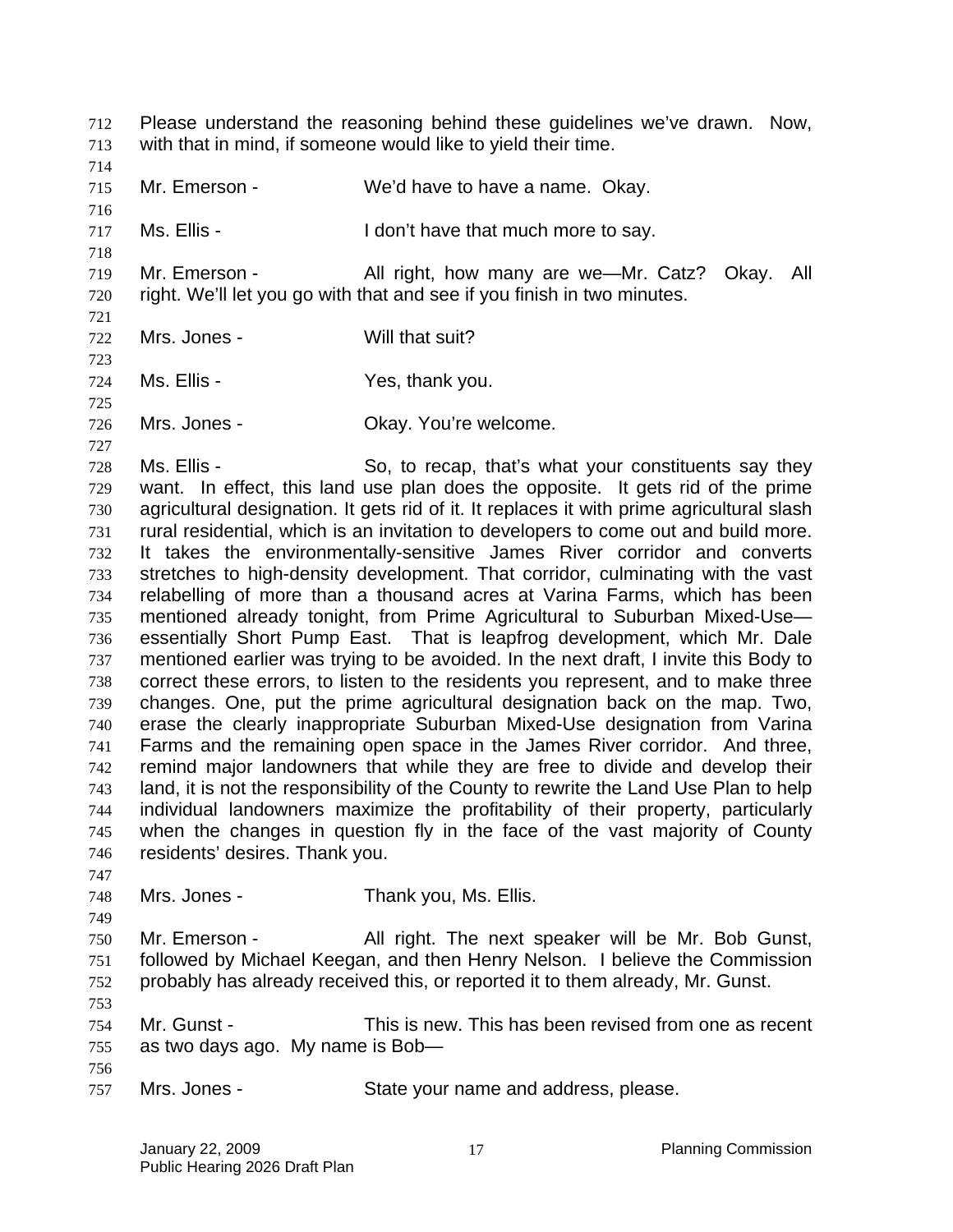Please understand the reasoning behind these guidelines we've drawn. Now, with that in mind, if someone would like to yield their time.

Mr. Emerson - We'd have to have a name. Okay.

Ms. Ellis - I don't have that much more to say.

Mr. Emerson - All right, how many are we—Mr. Catz? Okay. All right. We'll let you go with that and see if you finish in two minutes.

Mrs. Jones - Will that suit?

Ms. Ellis - Yes, thank you.

Mrs. Jones - Okay. You're welcome.

Ms. Ellis - So, to recap, that's what your constituents say they want. In effect, this land use plan does the opposite. It gets rid of the prime agricultural designation. It gets rid of it. It replaces it with prime agricultural slash rural residential, which is an invitation to developers to come out and build more. It takes the environmentally-sensitive James River corridor and converts stretches to high-density development. That corridor, culminating with the vast relabelling of more than a thousand acres at Varina Farms, which has been mentioned already tonight, from Prime Agricultural to Suburban Mixed-Use—essentially Short Pump East. That is leapfrog development, which Mr. Dale mentioned earlier was trying to be avoided. In the next draft, I invite this Body to correct these errors, to listen to the residents you represent, and to make three changes. One, put the prime agricultural designation back on the map. Two, erase the clearly inappropriate Suburban Mixed-Use designation from Varina Farms and the remaining open space in the James River corridor. And three, remind major landowners that while they are free to divide and develop their land, it is not the responsibility of the County to rewrite the Land Use Plan to help individual landowners maximize the profitability of their property, particularly when the changes in question fly in the face of the vast majority of County residents' desires. Thank you.

Mrs. Jones - Thank you, Ms. Ellis.

Mr. Emerson - All right. The next speaker will be Mr. Bob Gunst, followed by Michael Keegan, and then Henry Nelson. I believe the Commission probably has already received this, or reported it to them already, Mr. Gunst.

Mr. Gunst - This is new. This has been revised from one as recent as two days ago. My name is Bob—

Mrs. Jones - State your name and address, please.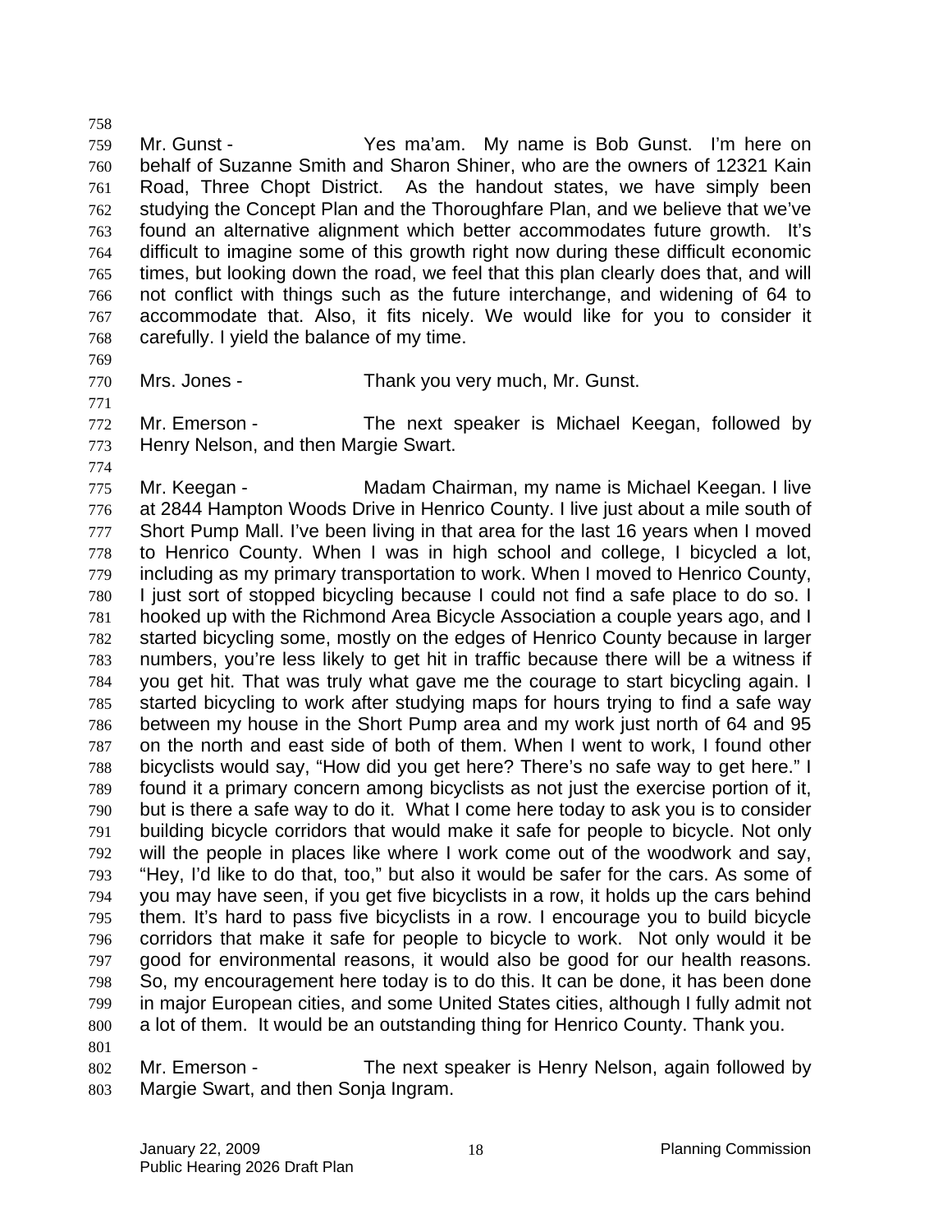Mr. Gunst - Yes ma'am. My name is Bob Gunst. I'm here on behalf of Suzanne Smith and Sharon Shiner, who are the owners of 12321 Kain Road, Three Chopt District. As the handout states, we have simply been studying the Concept Plan and the Thoroughfare Plan, and we believe that we've found an alternative alignment which better accommodates future growth. It's difficult to imagine some of this growth right now during these difficult economic times, but looking down the road, we feel that this plan clearly does that, and will not conflict with things such as the future interchange, and widening of 64 to accommodate that. Also, it fits nicely. We would like for you to consider it carefully. I yield the balance of my time.

Mrs. Jones - Thank you very much, Mr. Gunst.

Mr. Emerson - The next speaker is Michael Keegan, followed by Henry Nelson, and then Margie Swart.

Mr. Keegan - Madam Chairman, my name is Michael Keegan. I live at 2844 Hampton Woods Drive in Henrico County. I live just about a mile south of Short Pump Mall. I've been living in that area for the last 16 years when I moved to Henrico County. When I was in high school and college, I bicycled a lot, including as my primary transportation to work. When I moved to Henrico County, I just sort of stopped bicycling because I could not find a safe place to do so. I hooked up with the Richmond Area Bicycle Association a couple years ago, and I started bicycling some, mostly on the edges of Henrico County because in larger numbers, you're less likely to get hit in traffic because there will be a witness if you get hit. That was truly what gave me the courage to start bicycling again. I started bicycling to work after studying maps for hours trying to find a safe way between my house in the Short Pump area and my work just north of 64 and 95 on the north and east side of both of them. When I went to work, I found other bicyclists would say, "How did you get here? There's no safe way to get here." I found it a primary concern among bicyclists as not just the exercise portion of it, but is there a safe way to do it. What I come here today to ask you is to consider building bicycle corridors that would make it safe for people to bicycle. Not only will the people in places like where I work come out of the woodwork and say, "Hey, I'd like to do that, too," but also it would be safer for the cars. As some of you may have seen, if you get five bicyclists in a row, it holds up the cars behind them. It's hard to pass five bicyclists in a row. I encourage you to build bicycle corridors that make it safe for people to bicycle to work. Not only would it be good for environmental reasons, it would also be good for our health reasons. So, my encouragement here today is to do this. It can be done, it has been done in major European cities, and some United States cities, although I fully admit not a lot of them. It would be an outstanding thing for Henrico County. Thank you.

Mr. Emerson - The next speaker is Henry Nelson, again followed by Margie Swart, and then Sonja Ingram.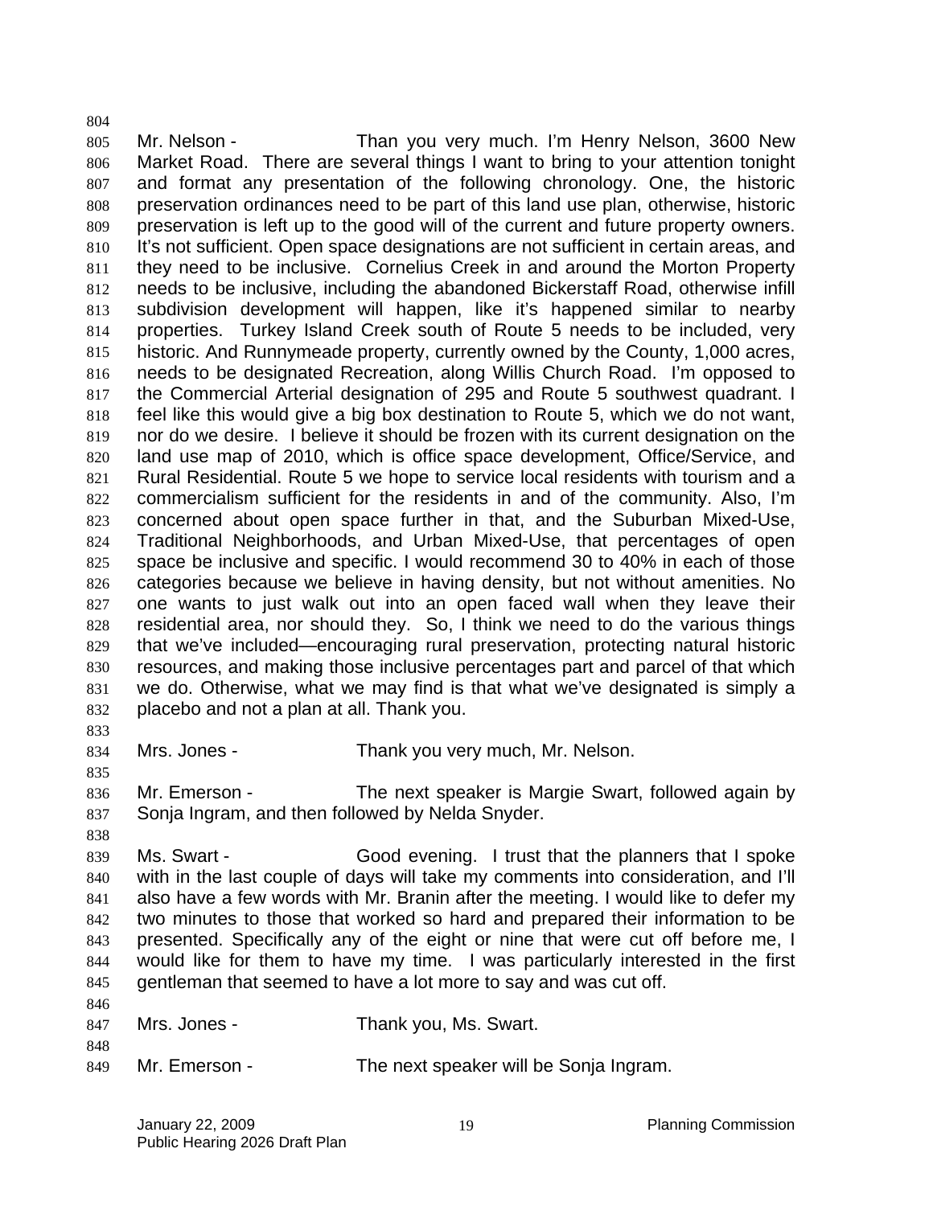Mr. Nelson - Than you very much. I'm Henry Nelson, 3600 New Market Road. There are several things I want to bring to your attention tonight and format any presentation of the following chronology. One, the historic preservation ordinances need to be part of this land use plan, otherwise, historic preservation is left up to the good will of the current and future property owners. It's not sufficient. Open space designations are not sufficient in certain areas, and they need to be inclusive. Cornelius Creek in and around the Morton Property needs to be inclusive, including the abandoned Bickerstaff Road, otherwise infill subdivision development will happen, like it's happened similar to nearby properties. Turkey Island Creek south of Route 5 needs to be included, very historic. And Runnymeade property, currently owned by the County, 1,000 acres, needs to be designated Recreation, along Willis Church Road. I'm opposed to the Commercial Arterial designation of 295 and Route 5 southwest quadrant. I feel like this would give a big box destination to Route 5, which we do not want, nor do we desire. I believe it should be frozen with its current designation on the land use map of 2010, which is office space development, Office/Service, and Rural Residential. Route 5 we hope to service local residents with tourism and a commercialism sufficient for the residents in and of the community. Also, I'm concerned about open space further in that, and the Suburban Mixed-Use, Traditional Neighborhoods, and Urban Mixed-Use, that percentages of open space be inclusive and specific. I would recommend 30 to 40% in each of those categories because we believe in having density, but not without amenities. No one wants to just walk out into an open faced wall when they leave their residential area, nor should they. So, I think we need to do the various things that we've included—encouraging rural preservation, protecting natural historic resources, and making those inclusive percentages part and parcel of that which we do. Otherwise, what we may find is that what we've designated is simply a placebo and not a plan at all. Thank you.

Mrs. Jones - Thank you very much, Mr. Nelson.

Mr. Emerson - The next speaker is Margie Swart, followed again by Sonja Ingram, and then followed by Nelda Snyder.

Ms. Swart - Good evening. I trust that the planners that I spoke with in the last couple of days will take my comments into consideration, and I'll also have a few words with Mr. Branin after the meeting. I would like to defer my two minutes to those that worked so hard and prepared their information to be presented. Specifically any of the eight or nine that were cut off before me, I would like for them to have my time. I was particularly interested in the first gentleman that seemed to have a lot more to say and was cut off.

Mrs. Jones - Thank you, Ms. Swart.

Mr. Emerson - The next speaker will be Sonja Ingram.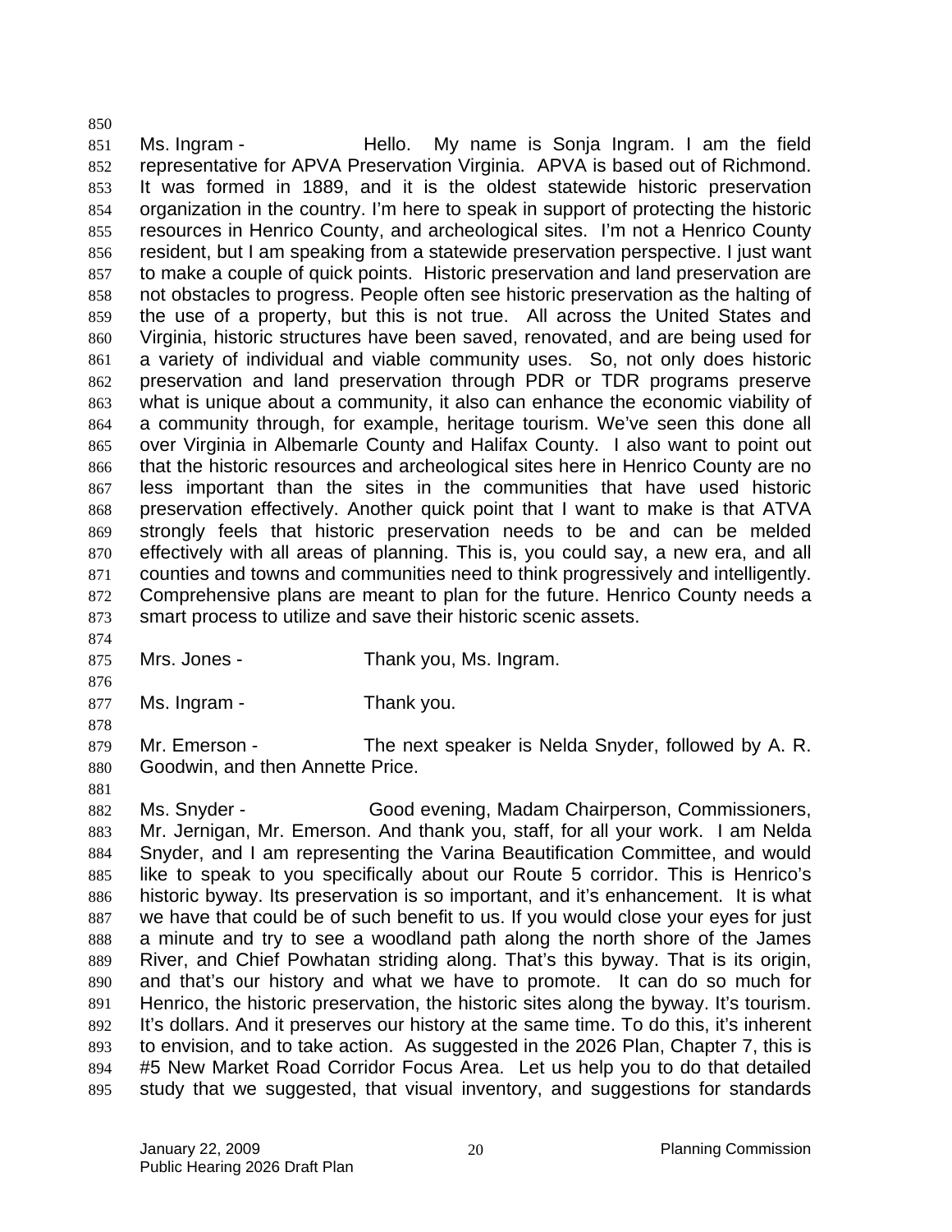Ms. Ingram - Hello. My name is Sonja Ingram. I am the field representative for APVA Preservation Virginia. APVA is based out of Richmond. It was formed in 1889, and it is the oldest statewide historic preservation organization in the country. I'm here to speak in support of protecting the historic resources in Henrico County, and archeological sites. I'm not a Henrico County resident, but I am speaking from a statewide preservation perspective. I just want to make a couple of quick points. Historic preservation and land preservation are not obstacles to progress. People often see historic preservation as the halting of the use of a property, but this is not true. All across the United States and Virginia, historic structures have been saved, renovated, and are being used for a variety of individual and viable community uses. So, not only does historic preservation and land preservation through PDR or TDR programs preserve what is unique about a community, it also can enhance the economic viability of a community through, for example, heritage tourism. We've seen this done all over Virginia in Albemarle County and Halifax County. I also want to point out that the historic resources and archeological sites here in Henrico County are no less important than the sites in the communities that have used historic preservation effectively. Another quick point that I want to make is that ATVA strongly feels that historic preservation needs to be and can be melded effectively with all areas of planning. This is, you could say, a new era, and all counties and towns and communities need to think progressively and intelligently. Comprehensive plans are meant to plan for the future. Henrico County needs a smart process to utilize and save their historic scenic assets.

Mrs. Jones - Thank you, Ms. Ingram.

Ms. Ingram - Thank you.

Mr. Emerson - The next speaker is Nelda Snyder, followed by A. R. Goodwin, and then Annette Price.

Ms. Snyder - Good evening, Madam Chairperson, Commissioners, Mr. Jernigan, Mr. Emerson. And thank you, staff, for all your work. I am Nelda Snyder, and I am representing the Varina Beautification Committee, and would like to speak to you specifically about our Route 5 corridor. This is Henrico's historic byway. Its preservation is so important, and it's enhancement. It is what we have that could be of such benefit to us. If you would close your eyes for just a minute and try to see a woodland path along the north shore of the James River, and Chief Powhatan striding along. That's this byway. That is its origin, and that's our history and what we have to promote. It can do so much for Henrico, the historic preservation, the historic sites along the byway. It's tourism. It's dollars. And it preserves our history at the same time. To do this, it's inherent to envision, and to take action. As suggested in the 2026 Plan, Chapter 7, this is #5 New Market Road Corridor Focus Area. Let us help you to do that detailed study that we suggested, that visual inventory, and suggestions for standards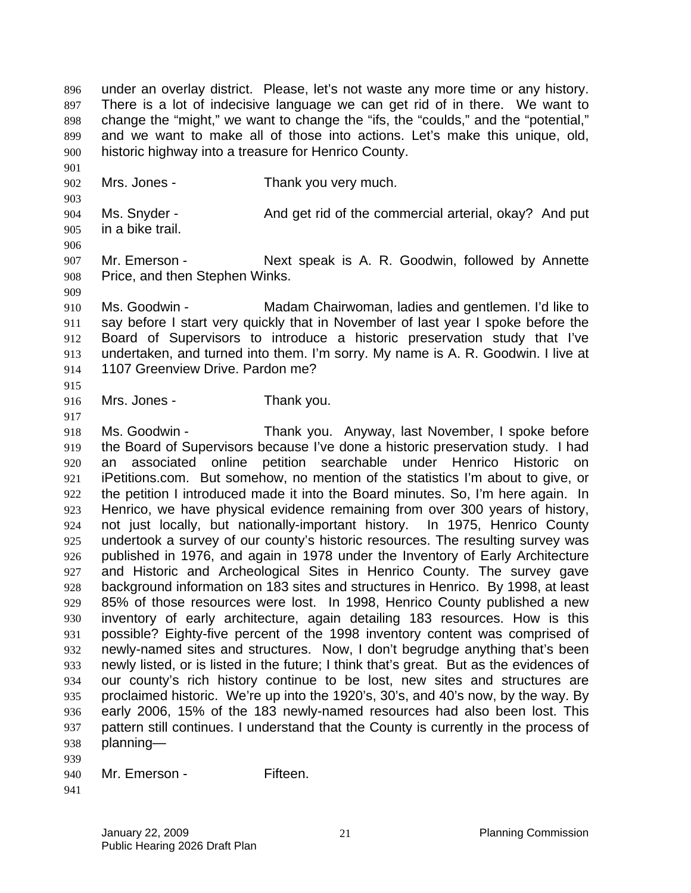896 under an overlay district. Please, let's not waste any more time or any history.
897 There is a lot of indecisive language we can get rid of in there. We want to
898 change the "might," we want to change the "ifs, the "coulds," and the "potential,"
899 and we want to make all of those into actions. Let's make this unique, old,
900 historic highway into a treasure for Henrico County.
901
902 Mrs. Jones - Thank you very much.
903
904 Ms. Snyder - And get rid of the commercial arterial, okay? And put
905 in a bike trail.
906
907 Mr. Emerson - Next speak is A. R. Goodwin, followed by Annette
908 Price, and then Stephen Winks.
909
910 Ms. Goodwin - Madam Chairwoman, ladies and gentlemen. I'd like to
911 say before I start very quickly that in November of last year I spoke before the
912 Board of Supervisors to introduce a historic preservation study that I've
913 undertaken, and turned into them. I'm sorry. My name is A. R. Goodwin. I live at
914 1107 Greenview Drive. Pardon me?
915
916 Mrs. Jones - Thank you.
917
918 Ms. Goodwin - Thank you. Anyway, last November, I spoke before
919 the Board of Supervisors because I've done a historic preservation study. I had
920 an associated online petition searchable under Henrico Historic on
921 iPetitions.com. But somehow, no mention of the statistics I'm about to give, or
922 the petition I introduced made it into the Board minutes. So, I'm here again. In
923 Henrico, we have physical evidence remaining from over 300 years of history,
924 not just locally, but nationally-important history. In 1975, Henrico County
925 undertook a survey of our county's historic resources. The resulting survey was
926 published in 1976, and again in 1978 under the Inventory of Early Architecture
927 and Historic and Archeological Sites in Henrico County. The survey gave
928 background information on 183 sites and structures in Henrico. By 1998, at least
929 85% of those resources were lost. In 1998, Henrico County published a new
930 inventory of early architecture, again detailing 183 resources. How is this
931 possible? Eighty-five percent of the 1998 inventory content was comprised of
932 newly-named sites and structures. Now, I don't begrudge anything that's been
933 newly listed, or is listed in the future; I think that's great. But as the evidences of
934 our county's rich history continue to be lost, new sites and structures are
935 proclaimed historic. We're up into the 1920's, 30's, and 40's now, by the way. By
936 early 2006, 15% of the 183 newly-named resources had also been lost. This
937 pattern still continues. I understand that the County is currently in the process of
938 planning—
939
940 Mr. Emerson - Fifteen.
941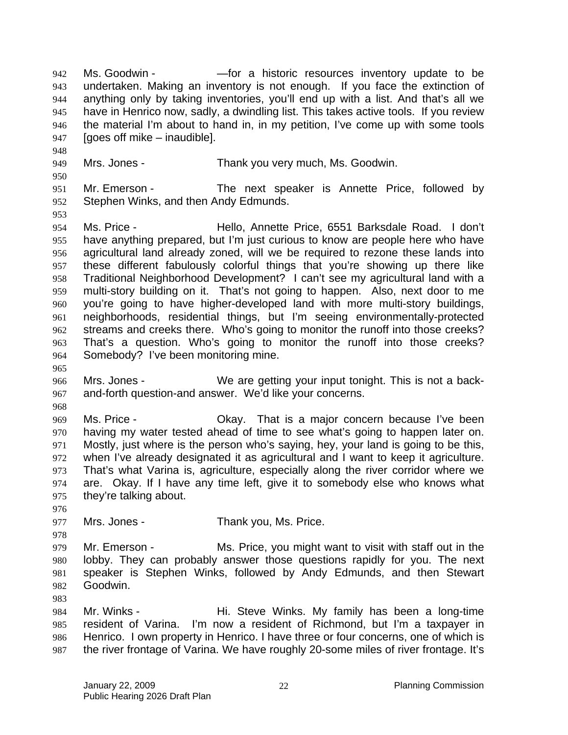Ms. Goodwin - —for a historic resources inventory update to be undertaken. Making an inventory is not enough. If you face the extinction of anything only by taking inventories, you'll end up with a list. And that's all we have in Henrico now, sadly, a dwindling list. This takes active tools. If you review the material I'm about to hand in, in my petition, I've come up with some tools [goes off mike – inaudible].

Mrs. Jones - Thank you very much, Ms. Goodwin.

Mr. Emerson - The next speaker is Annette Price, followed by Stephen Winks, and then Andy Edmunds.

Ms. Price - Hello, Annette Price, 6551 Barksdale Road. I don't have anything prepared, but I'm just curious to know are people here who have agricultural land already zoned, will we be required to rezone these lands into these different fabulously colorful things that you're showing up there like Traditional Neighborhood Development? I can't see my agricultural land with a multi-story building on it. That's not going to happen. Also, next door to me you're going to have higher-developed land with more multi-story buildings, neighborhoods, residential things, but I'm seeing environmentally-protected streams and creeks there. Who's going to monitor the runoff into those creeks? That's a question. Who's going to monitor the runoff into those creeks? Somebody? I've been monitoring mine.

Mrs. Jones - We are getting your input tonight. This is not a back-and-forth question-and answer. We'd like your concerns.

Ms. Price - Okay. That is a major concern because I've been having my water tested ahead of time to see what's going to happen later on. Mostly, just where is the person who's saying, hey, your land is going to be this, when I've already designated it as agricultural and I want to keep it agriculture. That's what Varina is, agriculture, especially along the river corridor where we are. Okay. If I have any time left, give it to somebody else who knows what they're talking about.

Mrs. Jones - Thank you, Ms. Price.

Mr. Emerson - Ms. Price, you might want to visit with staff out in the lobby. They can probably answer those questions rapidly for you. The next speaker is Stephen Winks, followed by Andy Edmunds, and then Stewart Goodwin.

Mr. Winks - Hi. Steve Winks. My family has been a long-time resident of Varina. I'm now a resident of Richmond, but I'm a taxpayer in Henrico. I own property in Henrico. I have three or four concerns, one of which is the river frontage of Varina. We have roughly 20-some miles of river frontage. It's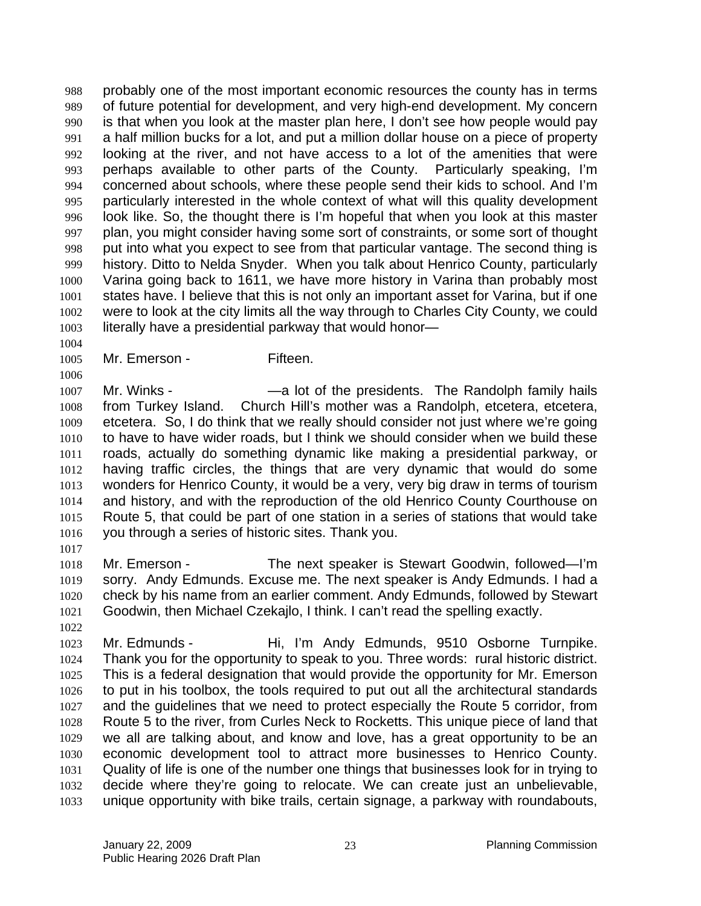probably one of the most important economic resources the county has in terms of future potential for development, and very high-end development. My concern is that when you look at the master plan here, I don't see how people would pay a half million bucks for a lot, and put a million dollar house on a piece of property looking at the river, and not have access to a lot of the amenities that were perhaps available to other parts of the County. Particularly speaking, I'm concerned about schools, where these people send their kids to school. And I'm particularly interested in the whole context of what will this quality development look like. So, the thought there is I'm hopeful that when you look at this master plan, you might consider having some sort of constraints, or some sort of thought put into what you expect to see from that particular vantage. The second thing is history. Ditto to Nelda Snyder. When you talk about Henrico County, particularly Varina going back to 1611, we have more history in Varina than probably most states have. I believe that this is not only an important asset for Varina, but if one were to look at the city limits all the way through to Charles City County, we could literally have a presidential parkway that would honor—

Mr. Emerson - Fifteen.

Mr. Winks - —a lot of the presidents. The Randolph family hails from Turkey Island. Church Hill's mother was a Randolph, etcetera, etcetera, etcetera. So, I do think that we really should consider not just where we're going to have to have wider roads, but I think we should consider when we build these roads, actually do something dynamic like making a presidential parkway, or having traffic circles, the things that are very dynamic that would do some wonders for Henrico County, it would be a very, very big draw in terms of tourism and history, and with the reproduction of the old Henrico County Courthouse on Route 5, that could be part of one station in a series of stations that would take you through a series of historic sites. Thank you.

Mr. Emerson - The next speaker is Stewart Goodwin, followed—I'm sorry. Andy Edmunds. Excuse me. The next speaker is Andy Edmunds. I had a check by his name from an earlier comment. Andy Edmunds, followed by Stewart Goodwin, then Michael Czekajlo, I think. I can't read the spelling exactly.

Mr. Edmunds - Hi, I'm Andy Edmunds, 9510 Osborne Turnpike. Thank you for the opportunity to speak to you. Three words: rural historic district. This is a federal designation that would provide the opportunity for Mr. Emerson to put in his toolbox, the tools required to put out all the architectural standards and the guidelines that we need to protect especially the Route 5 corridor, from Route 5 to the river, from Curles Neck to Rocketts. This unique piece of land that we all are talking about, and know and love, has a great opportunity to be an economic development tool to attract more businesses to Henrico County. Quality of life is one of the number one things that businesses look for in trying to decide where they're going to relocate. We can create just an unbelievable, unique opportunity with bike trails, certain signage, a parkway with roundabouts,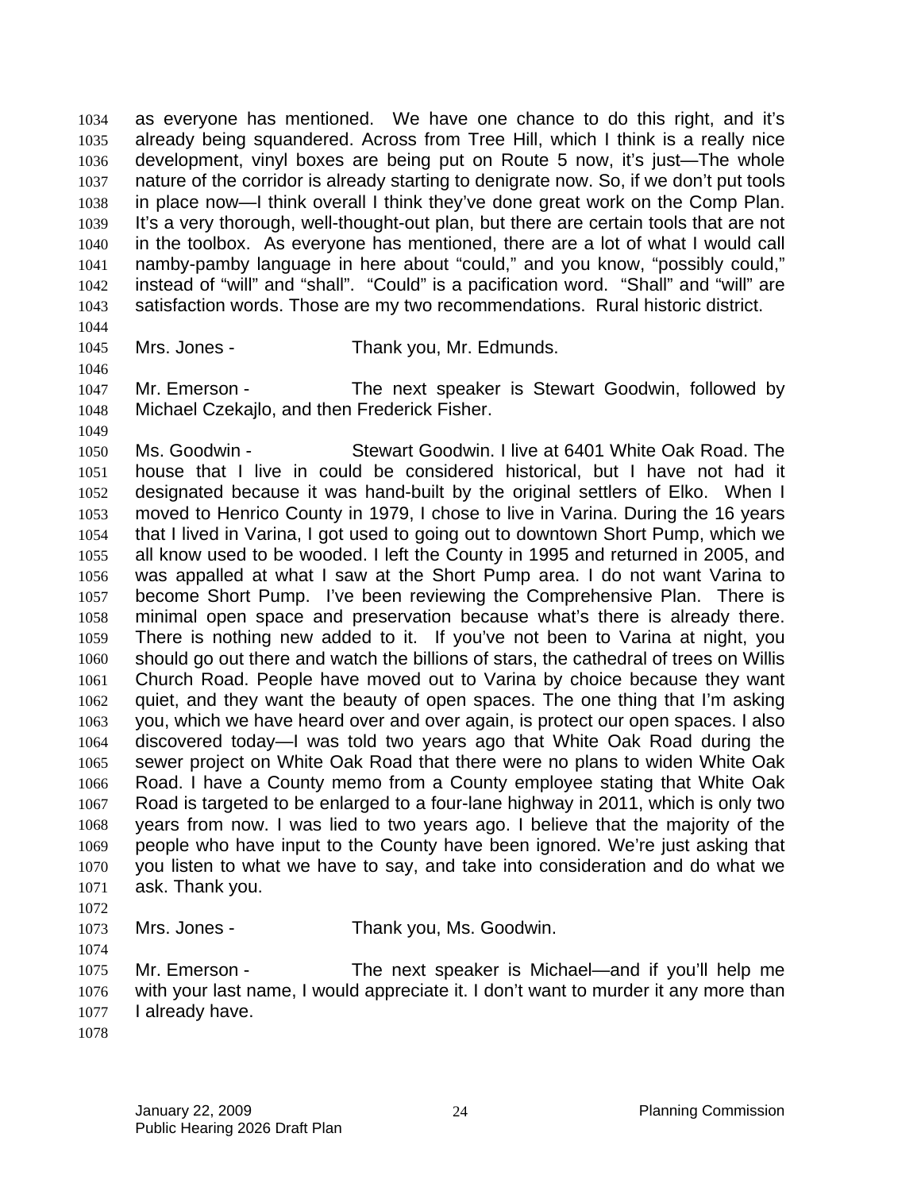as everyone has mentioned. We have one chance to do this right, and it's already being squandered. Across from Tree Hill, which I think is a really nice development, vinyl boxes are being put on Route 5 now, it's just—The whole nature of the corridor is already starting to denigrate now. So, if we don't put tools in place now—I think overall I think they've done great work on the Comp Plan. It's a very thorough, well-thought-out plan, but there are certain tools that are not in the toolbox. As everyone has mentioned, there are a lot of what I would call namby-pamby language in here about "could," and you know, "possibly could," instead of "will" and "shall". "Could" is a pacification word. "Shall" and "will" are satisfaction words. Those are my two recommendations. Rural historic district.

Mrs. Jones - Thank you, Mr. Edmunds.

Mr. Emerson - The next speaker is Stewart Goodwin, followed by Michael Czekajlo, and then Frederick Fisher.

Ms. Goodwin - Stewart Goodwin. I live at 6401 White Oak Road. The house that I live in could be considered historical, but I have not had it designated because it was hand-built by the original settlers of Elko. When I moved to Henrico County in 1979, I chose to live in Varina. During the 16 years that I lived in Varina, I got used to going out to downtown Short Pump, which we all know used to be wooded. I left the County in 1995 and returned in 2005, and was appalled at what I saw at the Short Pump area. I do not want Varina to become Short Pump. I've been reviewing the Comprehensive Plan. There is minimal open space and preservation because what's there is already there. There is nothing new added to it. If you've not been to Varina at night, you should go out there and watch the billions of stars, the cathedral of trees on Willis Church Road. People have moved out to Varina by choice because they want quiet, and they want the beauty of open spaces. The one thing that I'm asking you, which we have heard over and over again, is protect our open spaces. I also discovered today—I was told two years ago that White Oak Road during the sewer project on White Oak Road that there were no plans to widen White Oak Road. I have a County memo from a County employee stating that White Oak Road is targeted to be enlarged to a four-lane highway in 2011, which is only two years from now. I was lied to two years ago. I believe that the majority of the people who have input to the County have been ignored. We're just asking that you listen to what we have to say, and take into consideration and do what we ask. Thank you.

Mrs. Jones - Thank you, Ms. Goodwin.

Mr. Emerson - The next speaker is Michael—and if you'll help me with your last name, I would appreciate it. I don't want to murder it any more than I already have.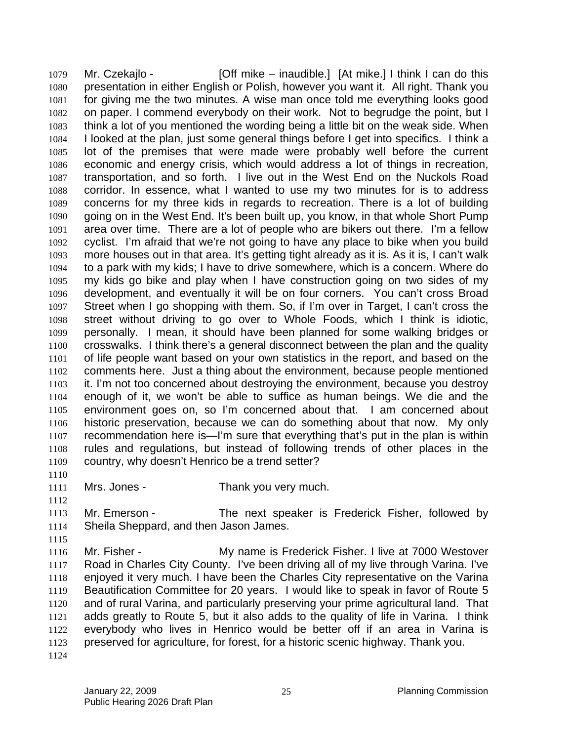1079 Mr. Czekajlo - [Off mike – inaudible.] [At mike.] I think I can do this
1080 presentation in either English or Polish, however you want it. All right. Thank you
1081 for giving me the two minutes. A wise man once told me everything looks good
1082 on paper. I commend everybody on their work. Not to begrudge the point, but I
1083 think a lot of you mentioned the wording being a little bit on the weak side. When
1084 I looked at the plan, just some general things before I get into specifics. I think a
1085 lot of the premises that were made were probably well before the current
1086 economic and energy crisis, which would address a lot of things in recreation,
1087 transportation, and so forth. I live out in the West End on the Nuckols Road
1088 corridor. In essence, what I wanted to use my two minutes for is to address
1089 concerns for my three kids in regards to recreation. There is a lot of building
1090 going on in the West End. It's been built up, you know, in that whole Short Pump
1091 area over time. There are a lot of people who are bikers out there. I'm a fellow
1092 cyclist. I'm afraid that we're not going to have any place to bike when you build
1093 more houses out in that area. It's getting tight already as it is. As it is, I can't walk
1094 to a park with my kids; I have to drive somewhere, which is a concern. Where do
1095 my kids go bike and play when I have construction going on two sides of my
1096 development, and eventually it will be on four corners. You can't cross Broad
1097 Street when I go shopping with them. So, if I'm over in Target, I can't cross the
1098 street without driving to go over to Whole Foods, which I think is idiotic,
1099 personally. I mean, it should have been planned for some walking bridges or
1100 crosswalks. I think there's a general disconnect between the plan and the quality
1101 of life people want based on your own statistics in the report, and based on the
1102 comments here. Just a thing about the environment, because people mentioned
1103 it. I'm not too concerned about destroying the environment, because you destroy
1104 enough of it, we won't be able to suffice as human beings. We die and the
1105 environment goes on, so I'm concerned about that. I am concerned about
1106 historic preservation, because we can do something about that now. My only
1107 recommendation here is—I'm sure that everything that's put in the plan is within
1108 rules and regulations, but instead of following trends of other places in the
1109 country, why doesn't Henrico be a trend setter?
1110
1111 Mrs. Jones - Thank you very much.
1112
1113 Mr. Emerson - The next speaker is Frederick Fisher, followed by
1114 Sheila Sheppard, and then Jason James.
1115
1116 Mr. Fisher - My name is Frederick Fisher. I live at 7000 Westover
1117 Road in Charles City County. I've been driving all of my live through Varina. I've
1118 enjoyed it very much. I have been the Charles City representative on the Varina
1119 Beautification Committee for 20 years. I would like to speak in favor of Route 5
1120 and of rural Varina, and particularly preserving your prime agricultural land. That
1121 adds greatly to Route 5, but it also adds to the quality of life in Varina. I think
1122 everybody who lives in Henrico would be better off if an area in Varina is
1123 preserved for agriculture, for forest, for a historic scenic highway. Thank you.
1124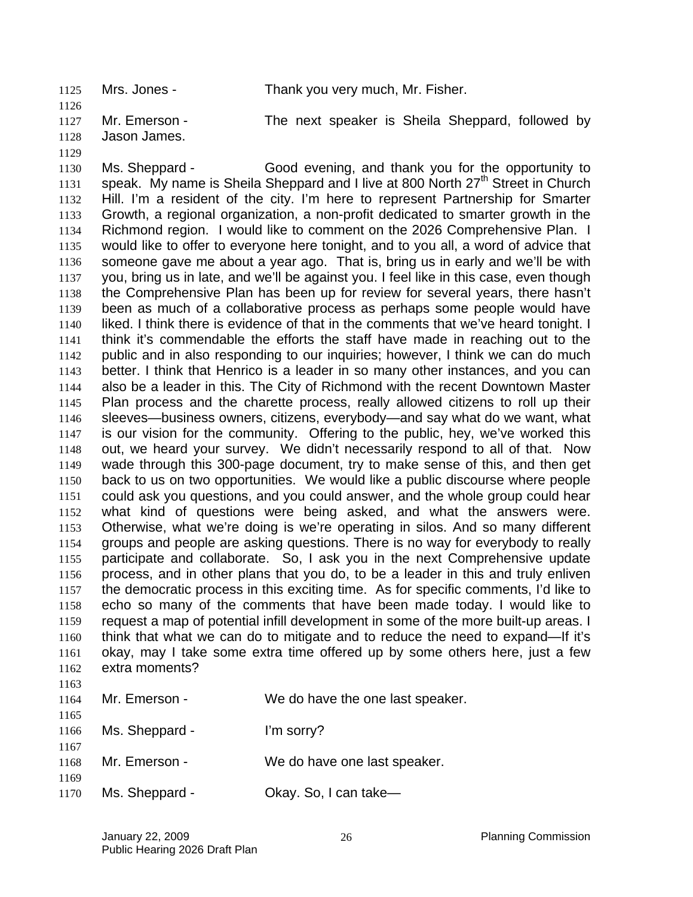Mrs. Jones - Thank you very much, Mr. Fisher.

Mr. Emerson - The next speaker is Sheila Sheppard, followed by Jason James.

Ms. Sheppard - Good evening, and thank you for the opportunity to speak. My name is Sheila Sheppard and I live at 800 North 27th Street in Church Hill. I'm a resident of the city. I'm here to represent Partnership for Smarter Growth, a regional organization, a non-profit dedicated to smarter growth in the Richmond region. I would like to comment on the 2026 Comprehensive Plan. I would like to offer to everyone here tonight, and to you all, a word of advice that someone gave me about a year ago. That is, bring us in early and we'll be with you, bring us in late, and we'll be against you. I feel like in this case, even though the Comprehensive Plan has been up for review for several years, there hasn't been as much of a collaborative process as perhaps some people would have liked. I think there is evidence of that in the comments that we've heard tonight. I think it's commendable the efforts the staff have made in reaching out to the public and in also responding to our inquiries; however, I think we can do much better. I think that Henrico is a leader in so many other instances, and you can also be a leader in this. The City of Richmond with the recent Downtown Master Plan process and the charette process, really allowed citizens to roll up their sleeves—business owners, citizens, everybody—and say what do we want, what is our vision for the community. Offering to the public, hey, we've worked this out, we heard your survey. We didn't necessarily respond to all of that. Now wade through this 300-page document, try to make sense of this, and then get back to us on two opportunities. We would like a public discourse where people could ask you questions, and you could answer, and the whole group could hear what kind of questions were being asked, and what the answers were. Otherwise, what we're doing is we're operating in silos. And so many different groups and people are asking questions. There is no way for everybody to really participate and collaborate. So, I ask you in the next Comprehensive update process, and in other plans that you do, to be a leader in this and truly enliven the democratic process in this exciting time. As for specific comments, I'd like to echo so many of the comments that have been made today. I would like to request a map of potential infill development in some of the more built-up areas. I think that what we can do to mitigate and to reduce the need to expand—If it's okay, may I take some extra time offered up by some others here, just a few extra moments?

Mr. Emerson - We do have the one last speaker.

Ms. Sheppard - I'm sorry?

Mr. Emerson - We do have one last speaker.

Ms. Sheppard - Okay. So, I can take—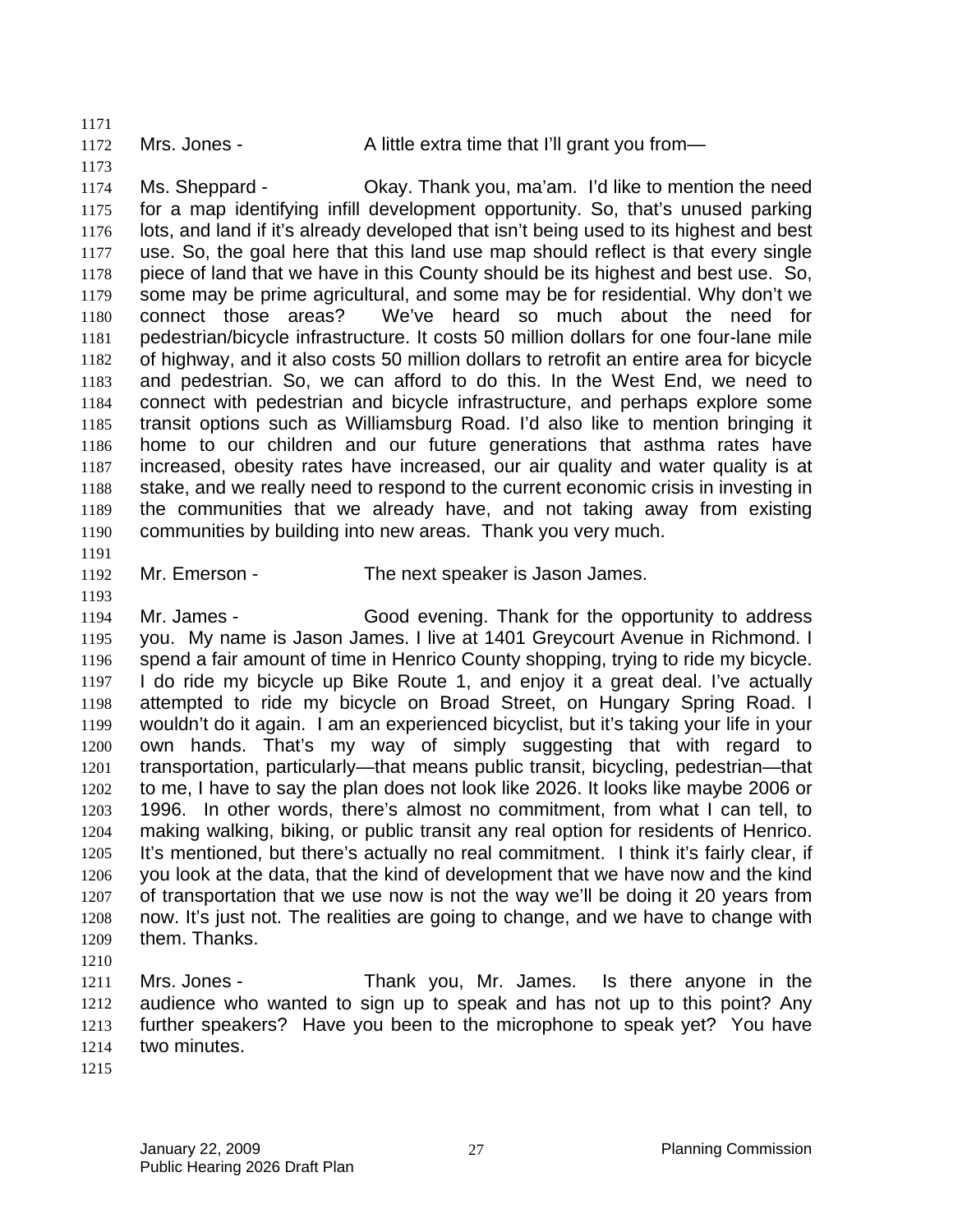Mrs. Jones - A little extra time that I'll grant you from—

Ms. Sheppard - Okay. Thank you, ma'am. I'd like to mention the need for a map identifying infill development opportunity. So, that's unused parking lots, and land if it's already developed that isn't being used to its highest and best use. So, the goal here that this land use map should reflect is that every single piece of land that we have in this County should be its highest and best use. So, some may be prime agricultural, and some may be for residential. Why don't we connect those areas? We've heard so much about the need for pedestrian/bicycle infrastructure. It costs 50 million dollars for one four-lane mile of highway, and it also costs 50 million dollars to retrofit an entire area for bicycle and pedestrian. So, we can afford to do this. In the West End, we need to connect with pedestrian and bicycle infrastructure, and perhaps explore some transit options such as Williamsburg Road. I'd also like to mention bringing it home to our children and our future generations that asthma rates have increased, obesity rates have increased, our air quality and water quality is at stake, and we really need to respond to the current economic crisis in investing in the communities that we already have, and not taking away from existing communities by building into new areas. Thank you very much.

Mr. Emerson - The next speaker is Jason James.

Mr. James - Good evening. Thank for the opportunity to address you. My name is Jason James. I live at 1401 Greycourt Avenue in Richmond. I spend a fair amount of time in Henrico County shopping, trying to ride my bicycle. I do ride my bicycle up Bike Route 1, and enjoy it a great deal. I've actually attempted to ride my bicycle on Broad Street, on Hungary Spring Road. I wouldn't do it again. I am an experienced bicyclist, but it's taking your life in your own hands. That's my way of simply suggesting that with regard to transportation, particularly—that means public transit, bicycling, pedestrian—that to me, I have to say the plan does not look like 2026. It looks like maybe 2006 or 1996. In other words, there's almost no commitment, from what I can tell, to making walking, biking, or public transit any real option for residents of Henrico. It's mentioned, but there's actually no real commitment. I think it's fairly clear, if you look at the data, that the kind of development that we have now and the kind of transportation that we use now is not the way we'll be doing it 20 years from now. It's just not. The realities are going to change, and we have to change with them. Thanks.

Mrs. Jones - Thank you, Mr. James. Is there anyone in the audience who wanted to sign up to speak and has not up to this point? Any further speakers? Have you been to the microphone to speak yet? You have two minutes.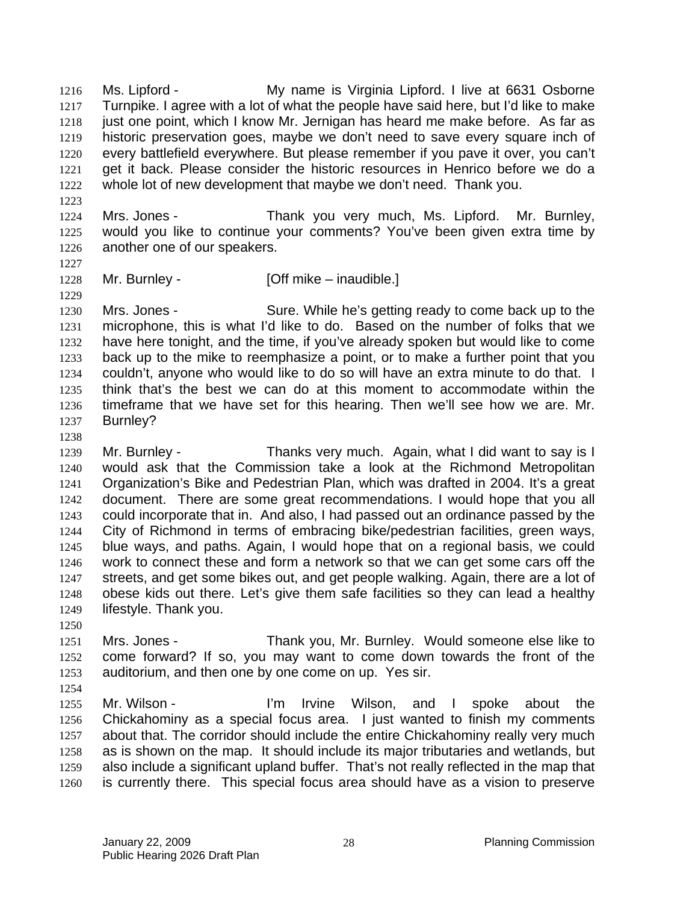1216 Ms. Lipford - My name is Virginia Lipford. I live at 6631 Osborne
1217 Turnpike. I agree with a lot of what the people have said here, but I'd like to make
1218 just one point, which I know Mr. Jernigan has heard me make before. As far as
1219 historic preservation goes, maybe we don't need to save every square inch of
1220 every battlefield everywhere. But please remember if you pave it over, you can't
1221 get it back. Please consider the historic resources in Henrico before we do a
1222 whole lot of new development that maybe we don't need. Thank you.
1223
1224 Mrs. Jones - Thank you very much, Ms. Lipford. Mr. Burnley,
1225 would you like to continue your comments? You've been given extra time by
1226 another one of our speakers.
1227
1228 Mr. Burnley - [Off mike – inaudible.]
1229
1230 Mrs. Jones - Sure. While he's getting ready to come back up to the
1231 microphone, this is what I'd like to do. Based on the number of folks that we
1232 have here tonight, and the time, if you've already spoken but would like to come
1233 back up to the mike to reemphasize a point, or to make a further point that you
1234 couldn't, anyone who would like to do so will have an extra minute to do that. I
1235 think that's the best we can do at this moment to accommodate within the
1236 timeframe that we have set for this hearing. Then we'll see how we are. Mr.
1237 Burnley?
1238
1239 Mr. Burnley - Thanks very much. Again, what I did want to say is I
1240 would ask that the Commission take a look at the Richmond Metropolitan
1241 Organization's Bike and Pedestrian Plan, which was drafted in 2004. It's a great
1242 document. There are some great recommendations. I would hope that you all
1243 could incorporate that in. And also, I had passed out an ordinance passed by the
1244 City of Richmond in terms of embracing bike/pedestrian facilities, green ways,
1245 blue ways, and paths. Again, I would hope that on a regional basis, we could
1246 work to connect these and form a network so that we can get some cars off the
1247 streets, and get some bikes out, and get people walking. Again, there are a lot of
1248 obese kids out there. Let's give them safe facilities so they can lead a healthy
1249 lifestyle. Thank you.
1250
1251 Mrs. Jones - Thank you, Mr. Burnley. Would someone else like to
1252 come forward? If so, you may want to come down towards the front of the
1253 auditorium, and then one by one come on up. Yes sir.
1254
1255 Mr. Wilson - I'm Irvine Wilson, and I spoke about the
1256 Chickahominy as a special focus area. I just wanted to finish my comments
1257 about that. The corridor should include the entire Chickahominy really very much
1258 as is shown on the map. It should include its major tributaries and wetlands, but
1259 also include a significant upland buffer. That's not really reflected in the map that
1260 is currently there. This special focus area should have as a vision to preserve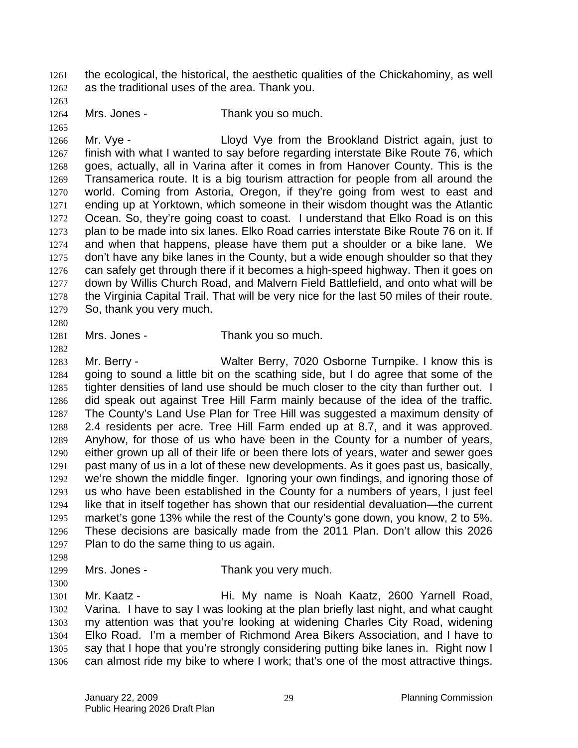the ecological, the historical, the aesthetic qualities of the Chickahominy, as well as the traditional uses of the area. Thank you.

Mrs. Jones - Thank you so much.

Mr. Vye - Lloyd Vye from the Brookland District again, just to finish with what I wanted to say before regarding interstate Bike Route 76, which goes, actually, all in Varina after it comes in from Hanover County. This is the Transamerica route. It is a big tourism attraction for people from all around the world. Coming from Astoria, Oregon, if they're going from west to east and ending up at Yorktown, which someone in their wisdom thought was the Atlantic Ocean. So, they're going coast to coast. I understand that Elko Road is on this plan to be made into six lanes. Elko Road carries interstate Bike Route 76 on it. If and when that happens, please have them put a shoulder or a bike lane. We don't have any bike lanes in the County, but a wide enough shoulder so that they can safely get through there if it becomes a high-speed highway. Then it goes on down by Willis Church Road, and Malvern Field Battlefield, and onto what will be the Virginia Capital Trail. That will be very nice for the last 50 miles of their route. So, thank you very much.

Mrs. Jones - Thank you so much.

Mr. Berry - Walter Berry, 7020 Osborne Turnpike. I know this is going to sound a little bit on the scathing side, but I do agree that some of the tighter densities of land use should be much closer to the city than further out. I did speak out against Tree Hill Farm mainly because of the idea of the traffic. The County's Land Use Plan for Tree Hill was suggested a maximum density of 2.4 residents per acre. Tree Hill Farm ended up at 8.7, and it was approved. Anyhow, for those of us who have been in the County for a number of years, either grown up all of their life or been there lots of years, water and sewer goes past many of us in a lot of these new developments. As it goes past us, basically, we're shown the middle finger. Ignoring your own findings, and ignoring those of us who have been established in the County for a numbers of years, I just feel like that in itself together has shown that our residential devaluation—the current market's gone 13% while the rest of the County's gone down, you know, 2 to 5%. These decisions are basically made from the 2011 Plan. Don't allow this 2026 Plan to do the same thing to us again.

Mrs. Jones - Thank you very much.

Mr. Kaatz - Hi. My name is Noah Kaatz, 2600 Yarnell Road, Varina. I have to say I was looking at the plan briefly last night, and what caught my attention was that you're looking at widening Charles City Road, widening Elko Road. I'm a member of Richmond Area Bikers Association, and I have to say that I hope that you're strongly considering putting bike lanes in. Right now I can almost ride my bike to where I work; that's one of the most attractive things.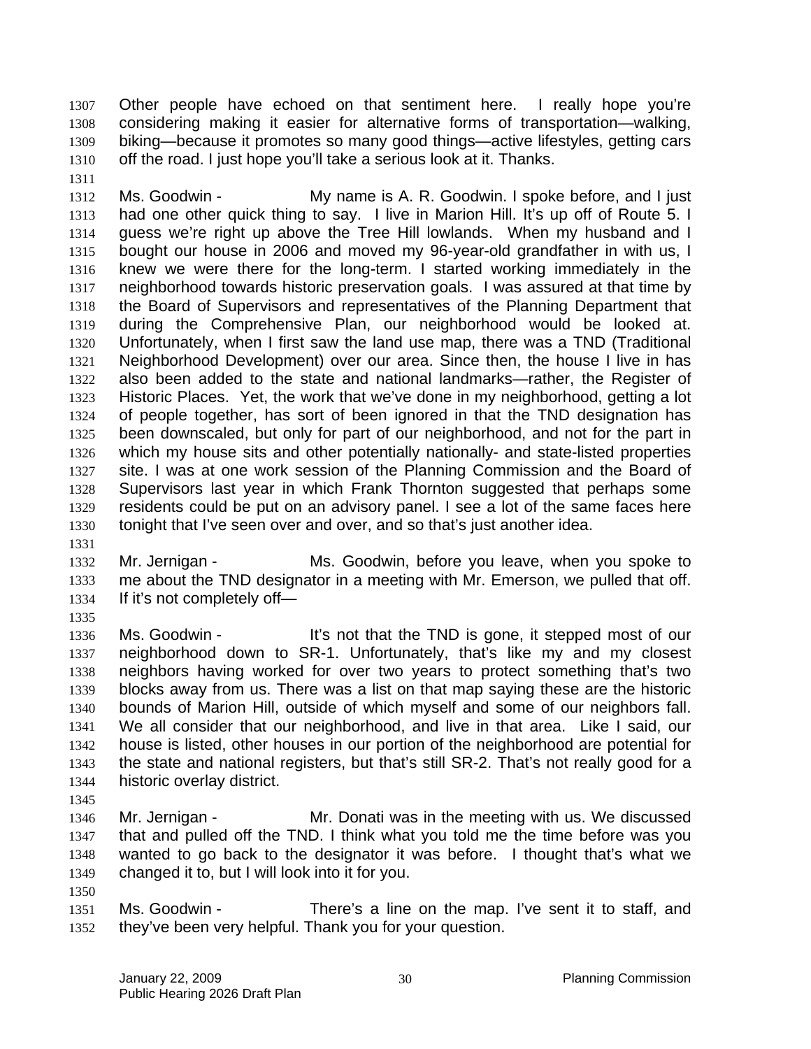Other people have echoed on that sentiment here. I really hope you're considering making it easier for alternative forms of transportation—walking, biking—because it promotes so many good things—active lifestyles, getting cars off the road. I just hope you'll take a serious look at it. Thanks.

Ms. Goodwin - My name is A. R. Goodwin. I spoke before, and I just had one other quick thing to say. I live in Marion Hill. It's up off of Route 5. I guess we're right up above the Tree Hill lowlands. When my husband and I bought our house in 2006 and moved my 96-year-old grandfather in with us, I knew we were there for the long-term. I started working immediately in the neighborhood towards historic preservation goals. I was assured at that time by the Board of Supervisors and representatives of the Planning Department that during the Comprehensive Plan, our neighborhood would be looked at. Unfortunately, when I first saw the land use map, there was a TND (Traditional Neighborhood Development) over our area. Since then, the house I live in has also been added to the state and national landmarks—rather, the Register of Historic Places. Yet, the work that we've done in my neighborhood, getting a lot of people together, has sort of been ignored in that the TND designation has been downscaled, but only for part of our neighborhood, and not for the part in which my house sits and other potentially nationally- and state-listed properties site. I was at one work session of the Planning Commission and the Board of Supervisors last year in which Frank Thornton suggested that perhaps some residents could be put on an advisory panel. I see a lot of the same faces here tonight that I've seen over and over, and so that's just another idea.

Mr. Jernigan - Ms. Goodwin, before you leave, when you spoke to me about the TND designator in a meeting with Mr. Emerson, we pulled that off. If it's not completely off—

Ms. Goodwin - It's not that the TND is gone, it stepped most of our neighborhood down to SR-1. Unfortunately, that's like my and my closest neighbors having worked for over two years to protect something that's two blocks away from us. There was a list on that map saying these are the historic bounds of Marion Hill, outside of which myself and some of our neighbors fall. We all consider that our neighborhood, and live in that area. Like I said, our house is listed, other houses in our portion of the neighborhood are potential for the state and national registers, but that's still SR-2. That's not really good for a historic overlay district.

Mr. Jernigan - Mr. Donati was in the meeting with us. We discussed that and pulled off the TND. I think what you told me the time before was you wanted to go back to the designator it was before. I thought that's what we changed it to, but I will look into it for you.

Ms. Goodwin - There's a line on the map. I've sent it to staff, and they've been very helpful. Thank you for your question.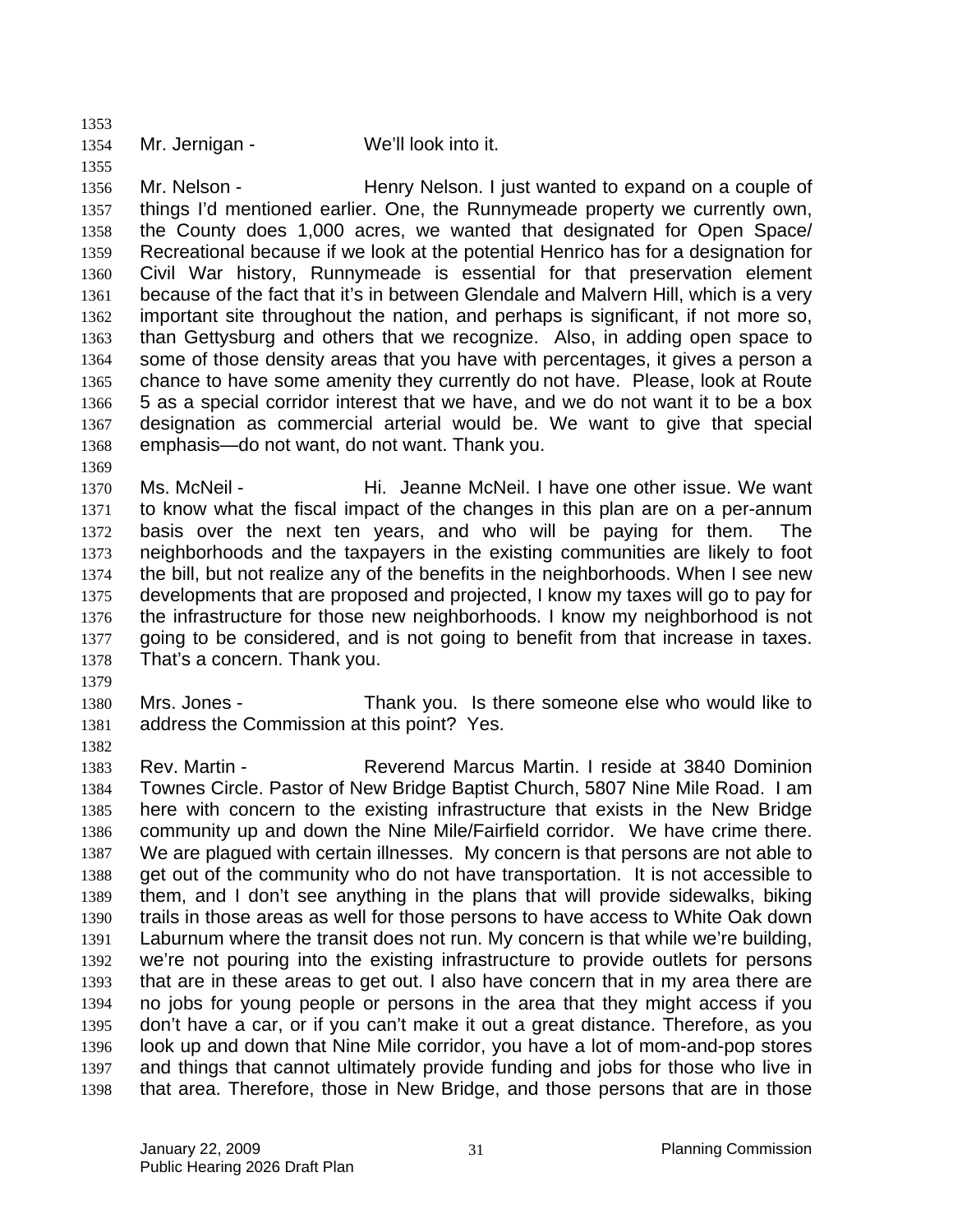Mr. Jernigan - We'll look into it.

Mr. Nelson - Henry Nelson. I just wanted to expand on a couple of things I'd mentioned earlier. One, the Runnymeade property we currently own, the County does 1,000 acres, we wanted that designated for Open Space/ Recreational because if we look at the potential Henrico has for a designation for Civil War history, Runnymeade is essential for that preservation element because of the fact that it's in between Glendale and Malvern Hill, which is a very important site throughout the nation, and perhaps is significant, if not more so, than Gettysburg and others that we recognize. Also, in adding open space to some of those density areas that you have with percentages, it gives a person a chance to have some amenity they currently do not have. Please, look at Route 5 as a special corridor interest that we have, and we do not want it to be a box designation as commercial arterial would be. We want to give that special emphasis—do not want, do not want. Thank you.

Ms. McNeil - Hi. Jeanne McNeil. I have one other issue. We want to know what the fiscal impact of the changes in this plan are on a per-annum basis over the next ten years, and who will be paying for them. The neighborhoods and the taxpayers in the existing communities are likely to foot the bill, but not realize any of the benefits in the neighborhoods. When I see new developments that are proposed and projected, I know my taxes will go to pay for the infrastructure for those new neighborhoods. I know my neighborhood is not going to be considered, and is not going to benefit from that increase in taxes. That's a concern. Thank you.

Mrs. Jones - Thank you. Is there someone else who would like to address the Commission at this point? Yes.

Rev. Martin - Reverend Marcus Martin. I reside at 3840 Dominion Townes Circle. Pastor of New Bridge Baptist Church, 5807 Nine Mile Road. I am here with concern to the existing infrastructure that exists in the New Bridge community up and down the Nine Mile/Fairfield corridor. We have crime there. We are plagued with certain illnesses. My concern is that persons are not able to get out of the community who do not have transportation. It is not accessible to them, and I don't see anything in the plans that will provide sidewalks, biking trails in those areas as well for those persons to have access to White Oak down Laburnum where the transit does not run. My concern is that while we're building, we're not pouring into the existing infrastructure to provide outlets for persons that are in these areas to get out. I also have concern that in my area there are no jobs for young people or persons in the area that they might access if you don't have a car, or if you can't make it out a great distance. Therefore, as you look up and down that Nine Mile corridor, you have a lot of mom-and-pop stores and things that cannot ultimately provide funding and jobs for those who live in that area. Therefore, those in New Bridge, and those persons that are in those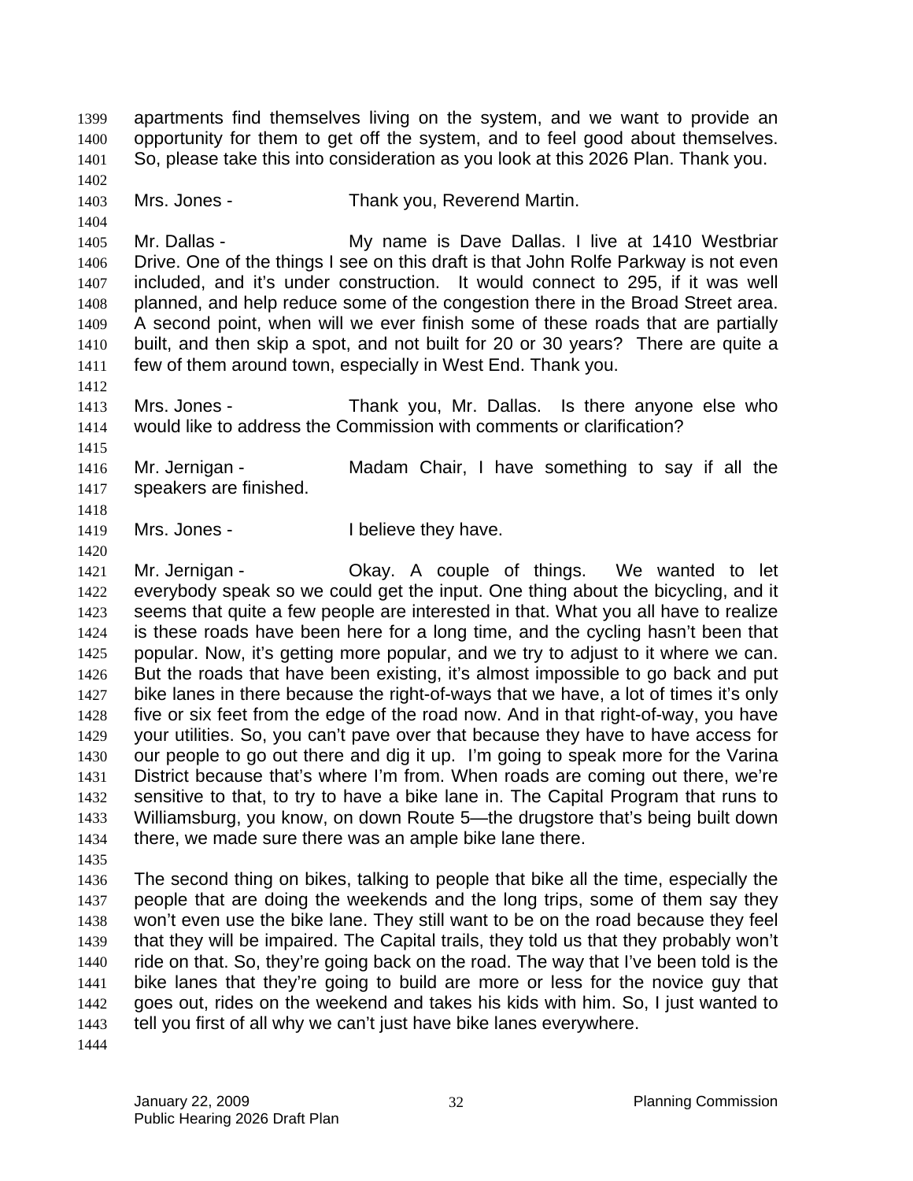apartments find themselves living on the system, and we want to provide an opportunity for them to get off the system, and to feel good about themselves. So, please take this into consideration as you look at this 2026 Plan. Thank you.

Mrs. Jones - Thank you, Reverend Martin.

Mr. Dallas - My name is Dave Dallas. I live at 1410 Westbriar Drive. One of the things I see on this draft is that John Rolfe Parkway is not even included, and it's under construction. It would connect to 295, if it was well planned, and help reduce some of the congestion there in the Broad Street area. A second point, when will we ever finish some of these roads that are partially built, and then skip a spot, and not built for 20 or 30 years? There are quite a few of them around town, especially in West End. Thank you.

Mrs. Jones - Thank you, Mr. Dallas. Is there anyone else who would like to address the Commission with comments or clarification?

Mr. Jernigan - Madam Chair, I have something to say if all the speakers are finished.

Mrs. Jones - I believe they have.

Mr. Jernigan - Okay. A couple of things. We wanted to let everybody speak so we could get the input. One thing about the bicycling, and it seems that quite a few people are interested in that. What you all have to realize is these roads have been here for a long time, and the cycling hasn't been that popular. Now, it's getting more popular, and we try to adjust to it where we can. But the roads that have been existing, it's almost impossible to go back and put bike lanes in there because the right-of-ways that we have, a lot of times it's only five or six feet from the edge of the road now. And in that right-of-way, you have your utilities. So, you can't pave over that because they have to have access for our people to go out there and dig it up. I'm going to speak more for the Varina District because that's where I'm from. When roads are coming out there, we're sensitive to that, to try to have a bike lane in. The Capital Program that runs to Williamsburg, you know, on down Route 5—the drugstore that's being built down there, we made sure there was an ample bike lane there.

The second thing on bikes, talking to people that bike all the time, especially the people that are doing the weekends and the long trips, some of them say they won't even use the bike lane. They still want to be on the road because they feel that they will be impaired. The Capital trails, they told us that they probably won't ride on that. So, they're going back on the road. The way that I've been told is the bike lanes that they're going to build are more or less for the novice guy that goes out, rides on the weekend and takes his kids with him. So, I just wanted to tell you first of all why we can't just have bike lanes everywhere.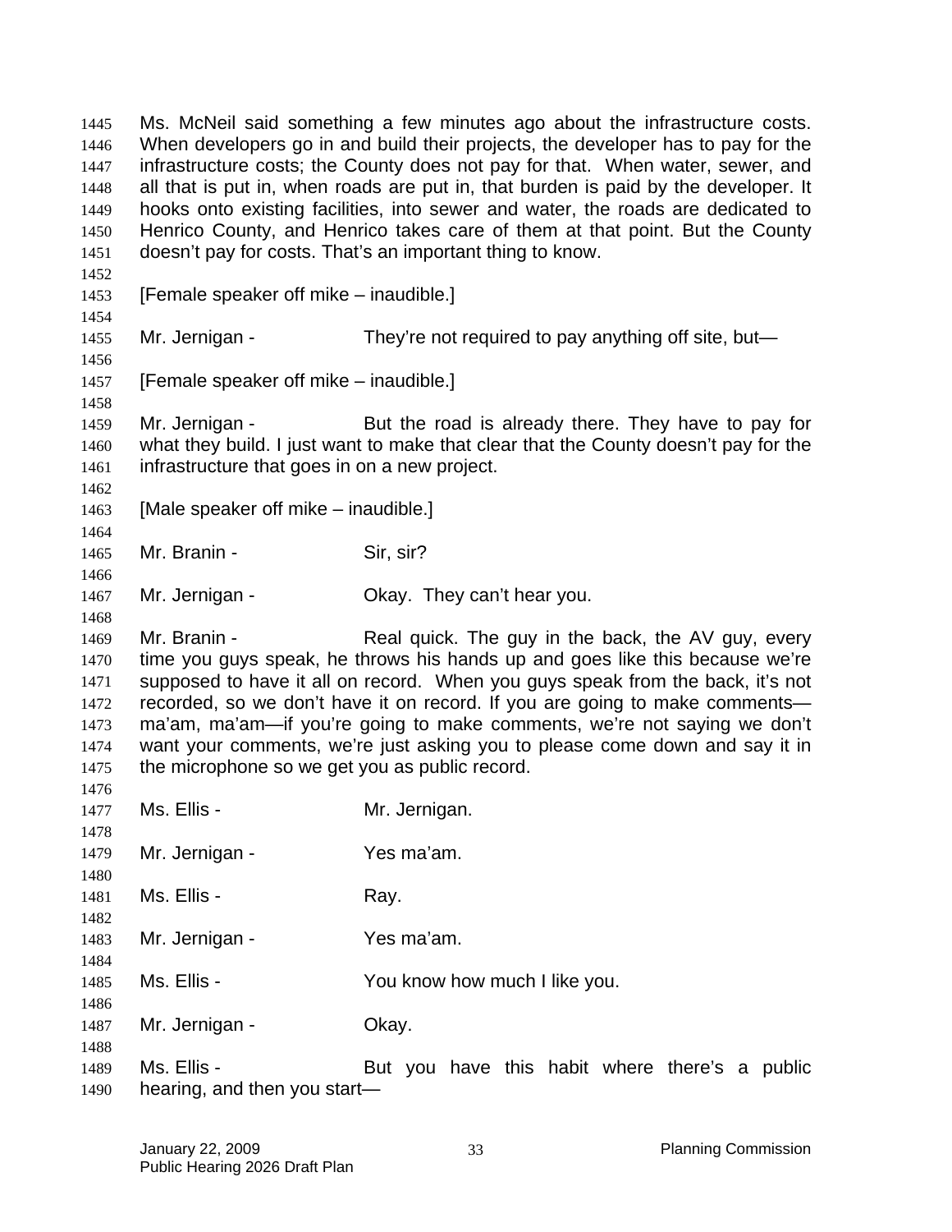Ms. McNeil said something a few minutes ago about the infrastructure costs. When developers go in and build their projects, the developer has to pay for the infrastructure costs; the County does not pay for that. When water, sewer, and all that is put in, when roads are put in, that burden is paid by the developer. It hooks onto existing facilities, into sewer and water, the roads are dedicated to Henrico County, and Henrico takes care of them at that point. But the County doesn't pay for costs. That's an important thing to know.

[Female speaker off mike – inaudible.]

Mr. Jernigan - They're not required to pay anything off site, but—

[Female speaker off mike – inaudible.]

Mr. Jernigan - But the road is already there. They have to pay for what they build. I just want to make that clear that the County doesn't pay for the infrastructure that goes in on a new project.

[Male speaker off mike – inaudible.]

Mr. Branin - Sir, sir?

Mr. Jernigan - Okay. They can't hear you.

Mr. Branin - Real quick. The guy in the back, the AV guy, every time you guys speak, he throws his hands up and goes like this because we're supposed to have it all on record. When you guys speak from the back, it's not recorded, so we don't have it on record. If you are going to make comments—ma'am, ma'am—if you're going to make comments, we're not saying we don't want your comments, we're just asking you to please come down and say it in the microphone so we get you as public record.

Ms. Ellis - Mr. Jernigan.

Mr. Jernigan - Yes ma'am.

Ms. Ellis - Ray.

Mr. Jernigan - Yes ma'am.

Ms. Ellis - You know how much I like you.

Mr. Jernigan - Okay.

Ms. Ellis - But you have this habit where there's a public hearing, and then you start—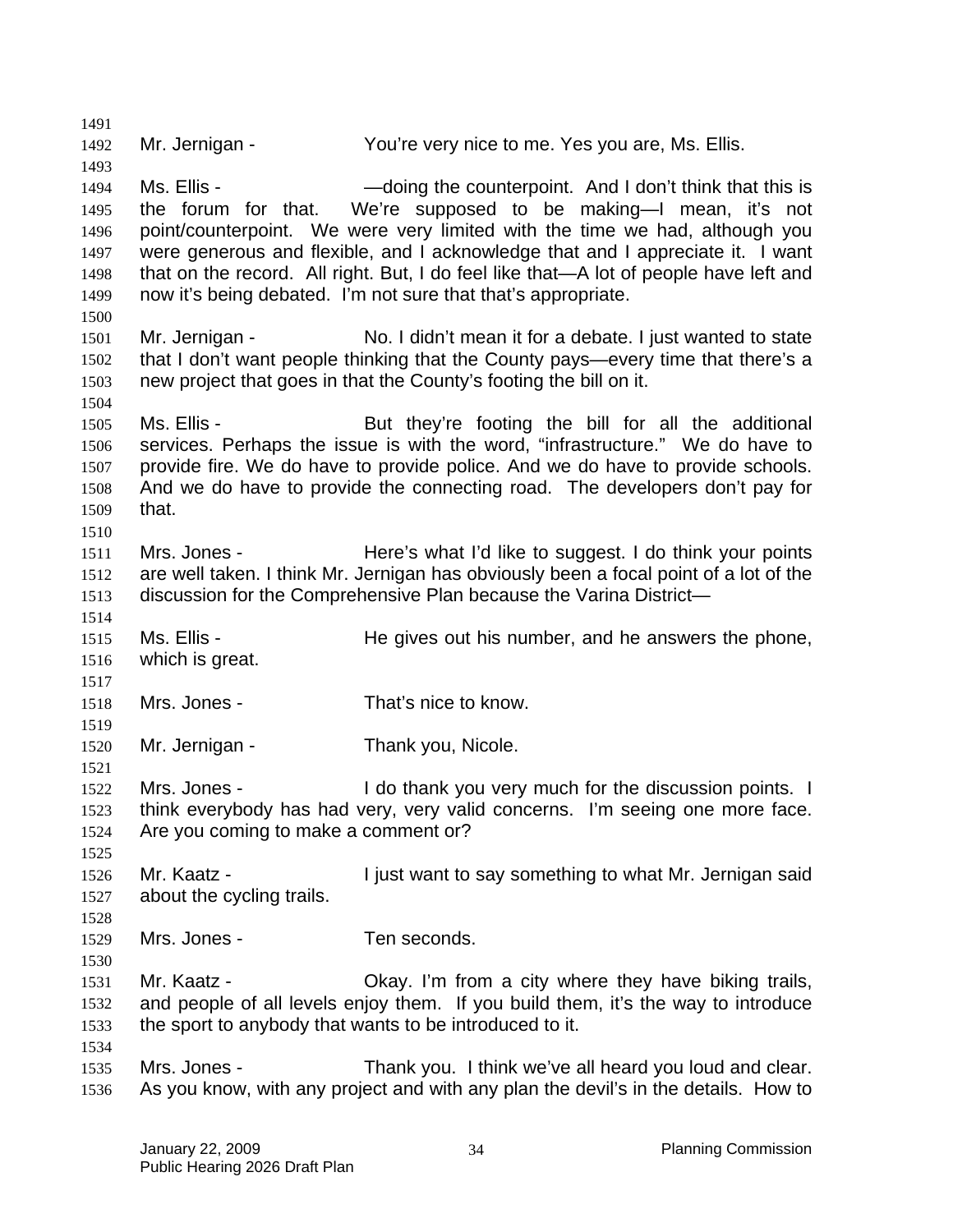Mr. Jernigan - You're very nice to me. Yes you are, Ms. Ellis.

Ms. Ellis - —doing the counterpoint. And I don't think that this is the forum for that. We're supposed to be making—I mean, it's not point/counterpoint. We were very limited with the time we had, although you were generous and flexible, and I acknowledge that and I appreciate it. I want that on the record. All right. But, I do feel like that—A lot of people have left and now it's being debated. I'm not sure that that's appropriate.

Mr. Jernigan - No. I didn't mean it for a debate. I just wanted to state that I don't want people thinking that the County pays—every time that there's a new project that goes in that the County's footing the bill on it.

Ms. Ellis - But they're footing the bill for all the additional services. Perhaps the issue is with the word, "infrastructure." We do have to provide fire. We do have to provide police. And we do have to provide schools. And we do have to provide the connecting road. The developers don't pay for that.

Mrs. Jones - Here's what I'd like to suggest. I do think your points are well taken. I think Mr. Jernigan has obviously been a focal point of a lot of the discussion for the Comprehensive Plan because the Varina District—

Ms. Ellis - He gives out his number, and he answers the phone, which is great.

Mrs. Jones - That's nice to know.

Mr. Jernigan - Thank you, Nicole.

Mrs. Jones - I do thank you very much for the discussion points. I think everybody has had very, very valid concerns. I'm seeing one more face. Are you coming to make a comment or?

Mr. Kaatz - I just want to say something to what Mr. Jernigan said about the cycling trails.

Mrs. Jones - Ten seconds.

Mr. Kaatz - Okay. I'm from a city where they have biking trails, and people of all levels enjoy them. If you build them, it's the way to introduce the sport to anybody that wants to be introduced to it.

Mrs. Jones - Thank you. I think we've all heard you loud and clear. As you know, with any project and with any plan the devil's in the details. How to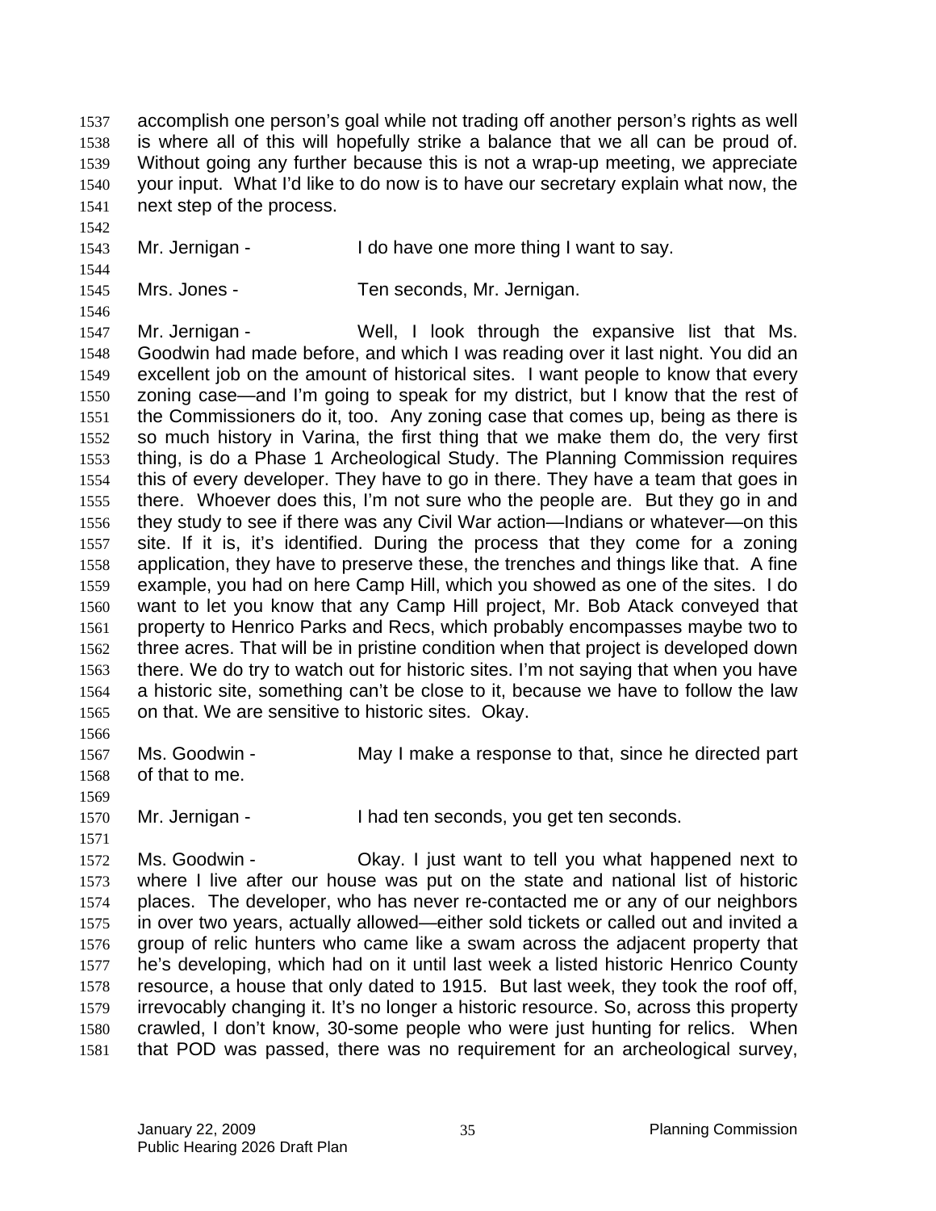accomplish one person's goal while not trading off another person's rights as well is where all of this will hopefully strike a balance that we all can be proud of. Without going any further because this is not a wrap-up meeting, we appreciate your input. What I'd like to do now is to have our secretary explain what now, the next step of the process.

Mr. Jernigan - I do have one more thing I want to say.

Mrs. Jones - Ten seconds, Mr. Jernigan.

Mr. Jernigan - Well, I look through the expansive list that Ms. Goodwin had made before, and which I was reading over it last night. You did an excellent job on the amount of historical sites. I want people to know that every zoning case—and I'm going to speak for my district, but I know that the rest of the Commissioners do it, too. Any zoning case that comes up, being as there is so much history in Varina, the first thing that we make them do, the very first thing, is do a Phase 1 Archeological Study. The Planning Commission requires this of every developer. They have to go in there. They have a team that goes in there. Whoever does this, I'm not sure who the people are. But they go in and they study to see if there was any Civil War action—Indians or whatever—on this site. If it is, it's identified. During the process that they come for a zoning application, they have to preserve these, the trenches and things like that. A fine example, you had on here Camp Hill, which you showed as one of the sites. I do want to let you know that any Camp Hill project, Mr. Bob Atack conveyed that property to Henrico Parks and Recs, which probably encompasses maybe two to three acres. That will be in pristine condition when that project is developed down there. We do try to watch out for historic sites. I'm not saying that when you have a historic site, something can't be close to it, because we have to follow the law on that. We are sensitive to historic sites. Okay.

Ms. Goodwin - May I make a response to that, since he directed part of that to me.

Mr. Jernigan - I had ten seconds, you get ten seconds.

Ms. Goodwin - Okay. I just want to tell you what happened next to where I live after our house was put on the state and national list of historic places. The developer, who has never re-contacted me or any of our neighbors in over two years, actually allowed—either sold tickets or called out and invited a group of relic hunters who came like a swam across the adjacent property that he's developing, which had on it until last week a listed historic Henrico County resource, a house that only dated to 1915. But last week, they took the roof off, irrevocably changing it. It's no longer a historic resource. So, across this property crawled, I don't know, 30-some people who were just hunting for relics. When that POD was passed, there was no requirement for an archeological survey,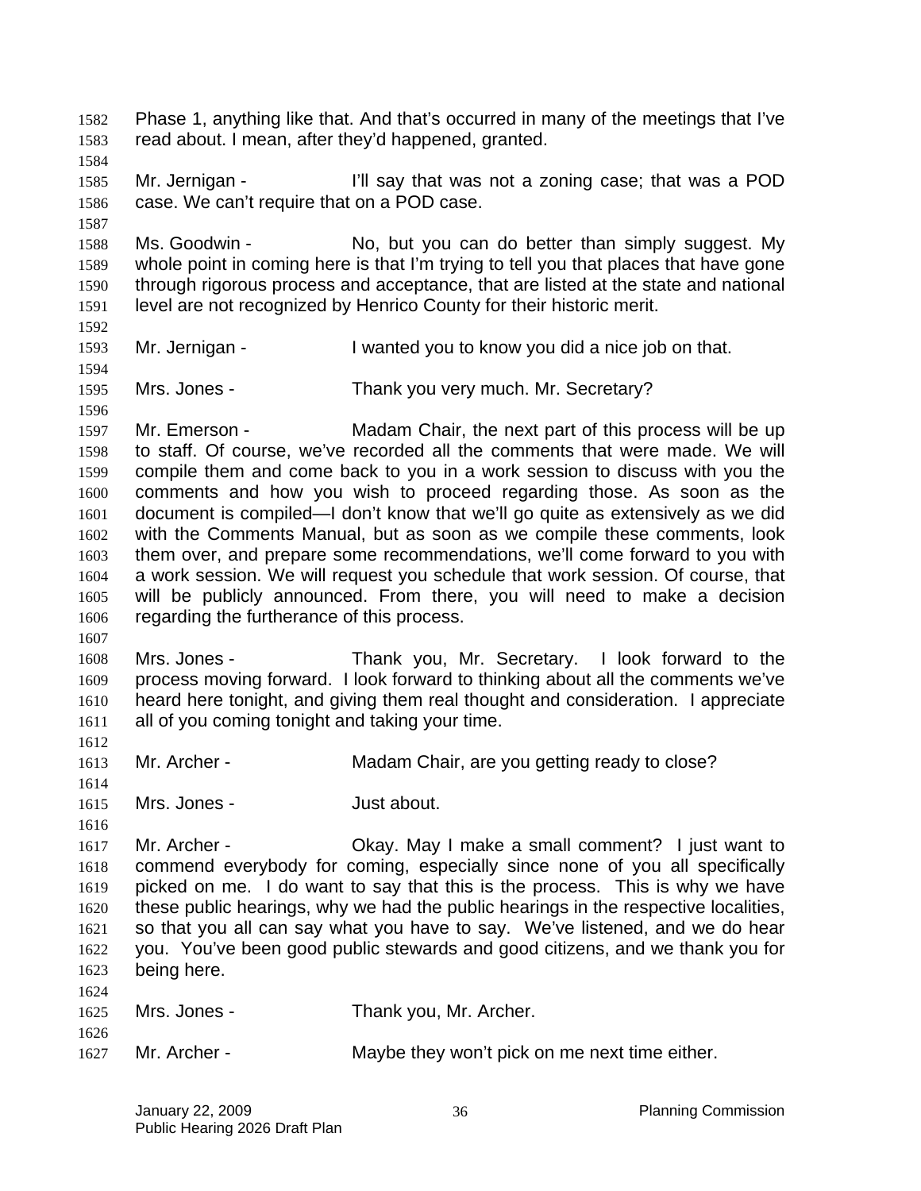Phase 1, anything like that. And that's occurred in many of the meetings that I've read about. I mean, after they'd happened, granted.

Mr. Jernigan - I'll say that was not a zoning case; that was a POD case. We can't require that on a POD case.

Ms. Goodwin - No, but you can do better than simply suggest. My whole point in coming here is that I'm trying to tell you that places that have gone through rigorous process and acceptance, that are listed at the state and national level are not recognized by Henrico County for their historic merit.

Mr. Jernigan - I wanted you to know you did a nice job on that.

Mrs. Jones - Thank you very much. Mr. Secretary?

Mr. Emerson - Madam Chair, the next part of this process will be up to staff. Of course, we've recorded all the comments that were made. We will compile them and come back to you in a work session to discuss with you the comments and how you wish to proceed regarding those. As soon as the document is compiled—I don't know that we'll go quite as extensively as we did with the Comments Manual, but as soon as we compile these comments, look them over, and prepare some recommendations, we'll come forward to you with a work session. We will request you schedule that work session. Of course, that will be publicly announced. From there, you will need to make a decision regarding the furtherance of this process.

Mrs. Jones - Thank you, Mr. Secretary. I look forward to the process moving forward. I look forward to thinking about all the comments we've heard here tonight, and giving them real thought and consideration. I appreciate all of you coming tonight and taking your time.

Mr. Archer - Madam Chair, are you getting ready to close?

Mrs. Jones - Just about.

Mr. Archer - Okay. May I make a small comment? I just want to commend everybody for coming, especially since none of you all specifically picked on me. I do want to say that this is the process. This is why we have these public hearings, why we had the public hearings in the respective localities, so that you all can say what you have to say. We've listened, and we do hear you. You've been good public stewards and good citizens, and we thank you for being here.

Mrs. Jones - Thank you, Mr. Archer.

Mr. Archer - Maybe they won't pick on me next time either.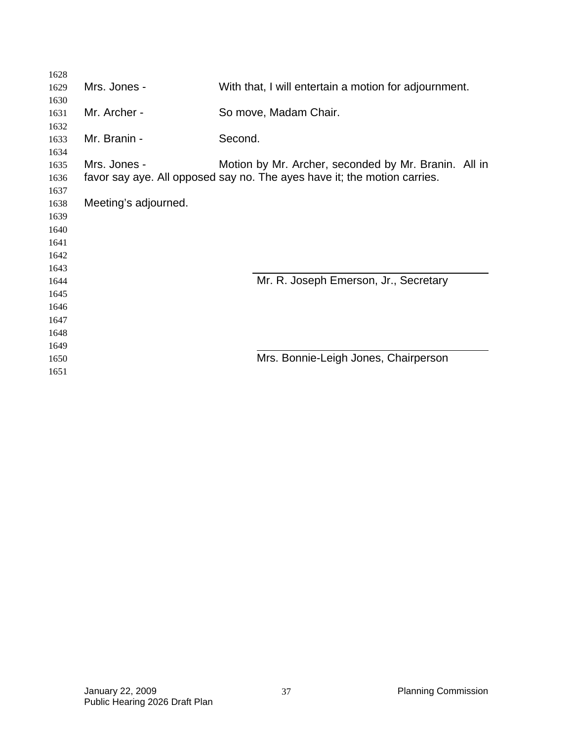Mrs. Jones - With that, I will entertain a motion for adjournment.

Mr. Archer - So move, Madam Chair.

Mr. Branin - Second.

Mrs. Jones - Motion by Mr. Archer, seconded by Mr. Branin. All in favor say aye. All opposed say no. The ayes have it; the motion carries.

Meeting's adjourned.

\_\_\_\_\_\_\_\_\_\_\_\_\_\_\_\_\_\_\_\_\_\_\_\_\_\_\_\_\_\_\_\_\_\_\_\_\_\_\_\_
Mr. R. Joseph Emerson, Jr., Secretary

\_\_\_\_\_\_\_\_\_\_\_\_\_\_\_\_\_\_\_\_\_\_\_\_\_\_\_\_\_\_\_\_\_\_\_\_\_\_\_\_
Mrs. Bonnie-Leigh Jones, Chairperson